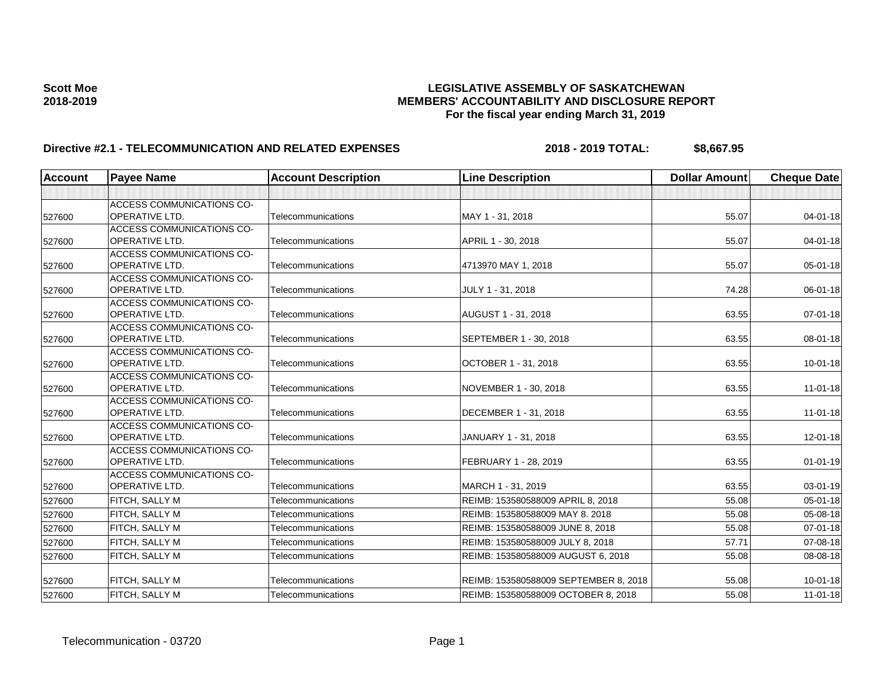**Scott Moe**
**2018-2019**

**LEGISLATIVE ASSEMBLY OF SASKATCHEWAN**
**MEMBERS' ACCOUNTABILITY AND DISCLOSURE REPORT**
**For the fiscal year ending March 31, 2019**

**Directive #2.1 - TELECOMMUNICATION AND RELATED EXPENSES** **2018 - 2019 TOTAL: $8,667.95**

| Account | Payee Name | Account Description | Line Description | Dollar Amount | Cheque Date |
|---|---|---|---|---|---|
| | | | | | |
| 527600 | ACCESS COMMUNICATIONS CO-OPERATIVE LTD. | Telecommunications | MAY 1 - 31, 2018 | 55.07 | 04-01-18 |
| 527600 | ACCESS COMMUNICATIONS CO-OPERATIVE LTD. | Telecommunications | APRIL 1 - 30, 2018 | 55.07 | 04-01-18 |
| 527600 | ACCESS COMMUNICATIONS CO-OPERATIVE LTD. | Telecommunications | 4713970 MAY 1, 2018 | 55.07 | 05-01-18 |
| 527600 | ACCESS COMMUNICATIONS CO-OPERATIVE LTD. | Telecommunications | JULY 1 - 31, 2018 | 74.28 | 06-01-18 |
| 527600 | ACCESS COMMUNICATIONS CO-OPERATIVE LTD. | Telecommunications | AUGUST 1 - 31, 2018 | 63.55 | 07-01-18 |
| 527600 | ACCESS COMMUNICATIONS CO-OPERATIVE LTD. | Telecommunications | SEPTEMBER 1 - 30, 2018 | 63.55 | 08-01-18 |
| 527600 | ACCESS COMMUNICATIONS CO-OPERATIVE LTD. | Telecommunications | OCTOBER 1 - 31, 2018 | 63.55 | 10-01-18 |
| 527600 | ACCESS COMMUNICATIONS CO-OPERATIVE LTD. | Telecommunications | NOVEMBER 1 - 30, 2018 | 63.55 | 11-01-18 |
| 527600 | ACCESS COMMUNICATIONS CO-OPERATIVE LTD. | Telecommunications | DECEMBER 1 - 31, 2018 | 63.55 | 11-01-18 |
| 527600 | ACCESS COMMUNICATIONS CO-OPERATIVE LTD. | Telecommunications | JANUARY 1 - 31, 2018 | 63.55 | 12-01-18 |
| 527600 | ACCESS COMMUNICATIONS CO-OPERATIVE LTD. | Telecommunications | FEBRUARY 1 - 28, 2019 | 63.55 | 01-01-19 |
| 527600 | ACCESS COMMUNICATIONS CO-OPERATIVE LTD. | Telecommunications | MARCH 1 - 31, 2019 | 63.55 | 03-01-19 |
| 527600 | FITCH, SALLY M | Telecommunications | REIMB: 153580588009 APRIL 8, 2018 | 55.08 | 05-01-18 |
| 527600 | FITCH, SALLY M | Telecommunications | REIMB: 153580588009 MAY 8. 2018 | 55.08 | 05-08-18 |
| 527600 | FITCH, SALLY M | Telecommunications | REIMB: 153580588009 JUNE 8, 2018 | 55.08 | 07-01-18 |
| 527600 | FITCH, SALLY M | Telecommunications | REIMB: 153580588009 JULY 8, 2018 | 57.71 | 07-08-18 |
| 527600 | FITCH, SALLY M | Telecommunications | REIMB: 153580588009 AUGUST 6, 2018 | 55.08 | 08-08-18 |
| 527600 | FITCH, SALLY M | Telecommunications | REIMB: 153580588009 SEPTEMBER 8, 2018 | 55.08 | 10-01-18 |
| 527600 | FITCH, SALLY M | Telecommunications | REIMB: 153580588009 OCTOBER 8, 2018 | 55.08 | 11-01-18 |

Telecommunication - 03720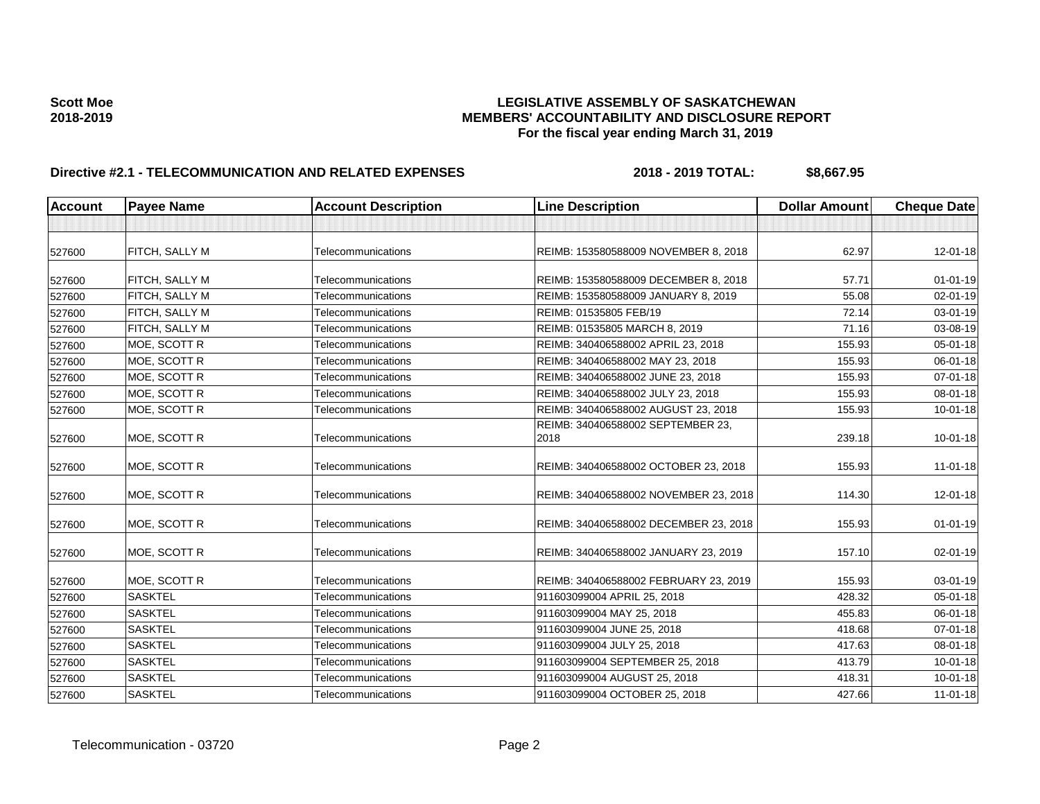**Scott Moe**
**2018-2019**

# LEGISLATIVE ASSEMBLY OF SASKATCHEWAN
## MEMBERS' ACCOUNTABILITY AND DISCLOSURE REPORT
### For the fiscal year ending March 31, 2019

**Directive #2.1 - TELECOMMUNICATION AND RELATED EXPENSES** **2018 - 2019 TOTAL: $8,667.95**

| Account | Payee Name | Account Description | Line Description | Dollar Amount | Cheque Date |
|---|---|---|---|---|---|
| | | | | | |
| 527600 | FITCH, SALLY M | Telecommunications | REIMB: 153580588009 NOVEMBER 8, 2018 | 62.97 | 12-01-18 |
| 527600 | FITCH, SALLY M | Telecommunications | REIMB: 153580588009 DECEMBER 8, 2018 | 57.71 | 01-01-19 |
| 527600 | FITCH, SALLY M | Telecommunications | REIMB: 153580588009 JANUARY 8, 2019 | 55.08 | 02-01-19 |
| 527600 | FITCH, SALLY M | Telecommunications | REIMB: 01535805 FEB/19 | 72.14 | 03-01-19 |
| 527600 | FITCH, SALLY M | Telecommunications | REIMB: 01535805 MARCH 8, 2019 | 71.16 | 03-08-19 |
| 527600 | MOE, SCOTT R | Telecommunications | REIMB: 340406588002 APRIL 23, 2018 | 155.93 | 05-01-18 |
| 527600 | MOE, SCOTT R | Telecommunications | REIMB: 340406588002 MAY 23, 2018 | 155.93 | 06-01-18 |
| 527600 | MOE, SCOTT R | Telecommunications | REIMB: 340406588002 JUNE 23, 2018 | 155.93 | 07-01-18 |
| 527600 | MOE, SCOTT R | Telecommunications | REIMB: 340406588002 JULY 23, 2018 | 155.93 | 08-01-18 |
| 527600 | MOE, SCOTT R | Telecommunications | REIMB: 340406588002 AUGUST 23, 2018 | 155.93 | 10-01-18 |
| 527600 | MOE, SCOTT R | Telecommunications | REIMB: 340406588002 SEPTEMBER 23, 2018 | 239.18 | 10-01-18 |
| 527600 | MOE, SCOTT R | Telecommunications | REIMB: 340406588002 OCTOBER 23, 2018 | 155.93 | 11-01-18 |
| 527600 | MOE, SCOTT R | Telecommunications | REIMB: 340406588002 NOVEMBER 23, 2018 | 114.30 | 12-01-18 |
| 527600 | MOE, SCOTT R | Telecommunications | REIMB: 340406588002 DECEMBER 23, 2018 | 155.93 | 01-01-19 |
| 527600 | MOE, SCOTT R | Telecommunications | REIMB: 340406588002 JANUARY 23, 2019 | 157.10 | 02-01-19 |
| 527600 | MOE, SCOTT R | Telecommunications | REIMB: 340406588002 FEBRUARY 23, 2019 | 155.93 | 03-01-19 |
| 527600 | SASKTEL | Telecommunications | 911603099004 APRIL 25, 2018 | 428.32 | 05-01-18 |
| 527600 | SASKTEL | Telecommunications | 911603099004 MAY 25, 2018 | 455.83 | 06-01-18 |
| 527600 | SASKTEL | Telecommunications | 911603099004 JUNE 25, 2018 | 418.68 | 07-01-18 |
| 527600 | SASKTEL | Telecommunications | 911603099004 JULY 25, 2018 | 417.63 | 08-01-18 |
| 527600 | SASKTEL | Telecommunications | 911603099004 SEPTEMBER 25, 2018 | 413.79 | 10-01-18 |
| 527600 | SASKTEL | Telecommunications | 911603099004 AUGUST 25, 2018 | 418.31 | 10-01-18 |
| 527600 | SASKTEL | Telecommunications | 911603099004 OCTOBER 25, 2018 | 427.66 | 11-01-18 |

Telecommunication - 03720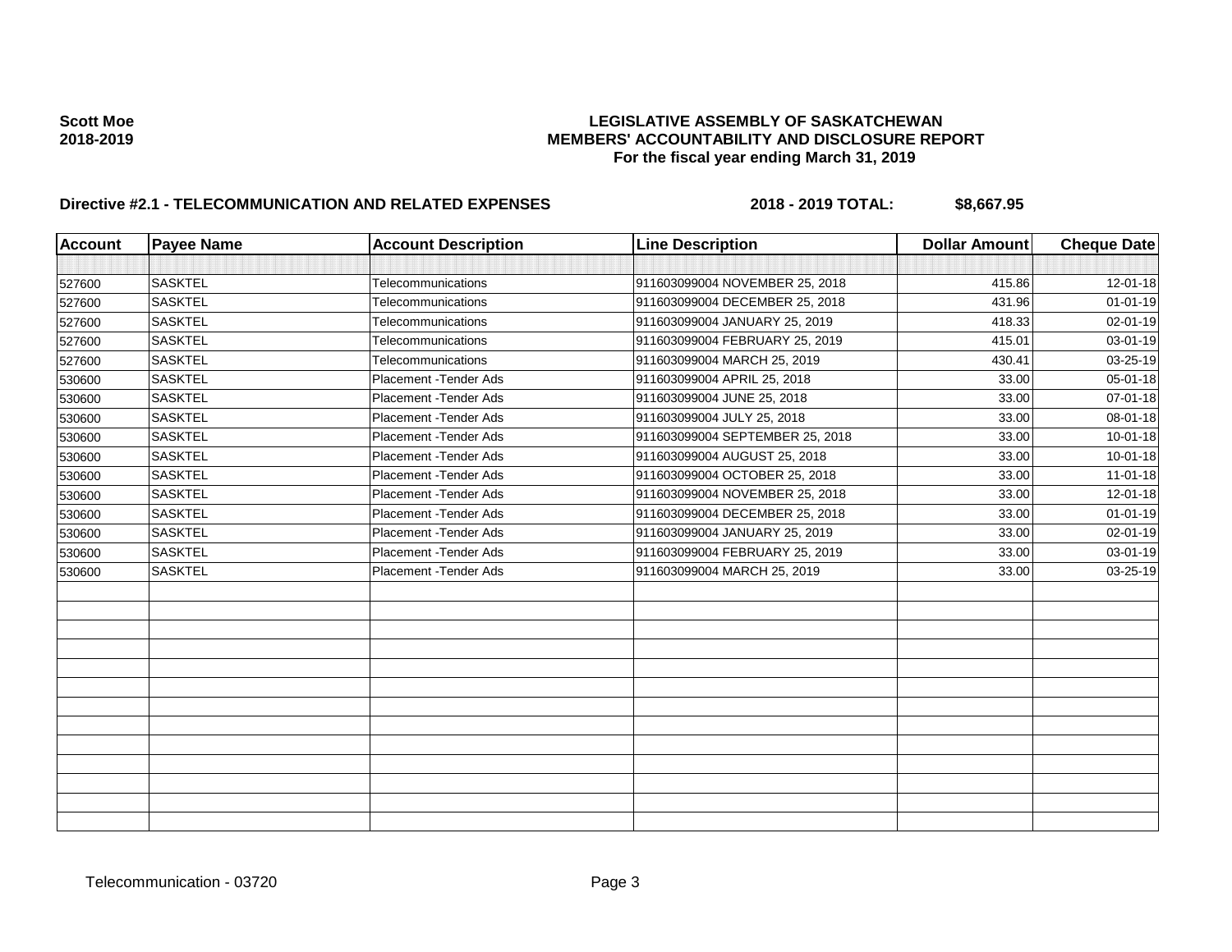**Scott Moe**
**2018-2019**

**LEGISLATIVE ASSEMBLY OF SASKATCHEWAN**
**MEMBERS' ACCOUNTABILITY AND DISCLOSURE REPORT**
**For the fiscal year ending March 31, 2019**

**Directive #2.1 - TELECOMMUNICATION AND RELATED EXPENSES** **2018 - 2019 TOTAL: $8,667.95**

| Account | Payee Name | Account Description | Line Description | Dollar Amount | Cheque Date |
|---|---|---|---|---|---|
| | | | | | |
| 527600 | SASKTEL | Telecommunications | 911603099004 NOVEMBER 25, 2018 | 415.86 | 12-01-18 |
| 527600 | SASKTEL | Telecommunications | 911603099004 DECEMBER 25, 2018 | 431.96 | 01-01-19 |
| 527600 | SASKTEL | Telecommunications | 911603099004 JANUARY 25, 2019 | 418.33 | 02-01-19 |
| 527600 | SASKTEL | Telecommunications | 911603099004 FEBRUARY 25, 2019 | 415.01 | 03-01-19 |
| 527600 | SASKTEL | Telecommunications | 911603099004 MARCH 25, 2019 | 430.41 | 03-25-19 |
| 530600 | SASKTEL | Placement -Tender Ads | 911603099004 APRIL 25, 2018 | 33.00 | 05-01-18 |
| 530600 | SASKTEL | Placement -Tender Ads | 911603099004 JUNE 25, 2018 | 33.00 | 07-01-18 |
| 530600 | SASKTEL | Placement -Tender Ads | 911603099004 JULY 25, 2018 | 33.00 | 08-01-18 |
| 530600 | SASKTEL | Placement -Tender Ads | 911603099004 SEPTEMBER 25, 2018 | 33.00 | 10-01-18 |
| 530600 | SASKTEL | Placement -Tender Ads | 911603099004 AUGUST 25, 2018 | 33.00 | 10-01-18 |
| 530600 | SASKTEL | Placement -Tender Ads | 911603099004 OCTOBER 25, 2018 | 33.00 | 11-01-18 |
| 530600 | SASKTEL | Placement -Tender Ads | 911603099004 NOVEMBER 25, 2018 | 33.00 | 12-01-18 |
| 530600 | SASKTEL | Placement -Tender Ads | 911603099004 DECEMBER 25, 2018 | 33.00 | 01-01-19 |
| 530600 | SASKTEL | Placement -Tender Ads | 911603099004 JANUARY 25, 2019 | 33.00 | 02-01-19 |
| 530600 | SASKTEL | Placement -Tender Ads | 911603099004 FEBRUARY 25, 2019 | 33.00 | 03-01-19 |
| 530600 | SASKTEL | Placement -Tender Ads | 911603099004 MARCH 25, 2019 | 33.00 | 03-25-19 |

Telecommunication - 03720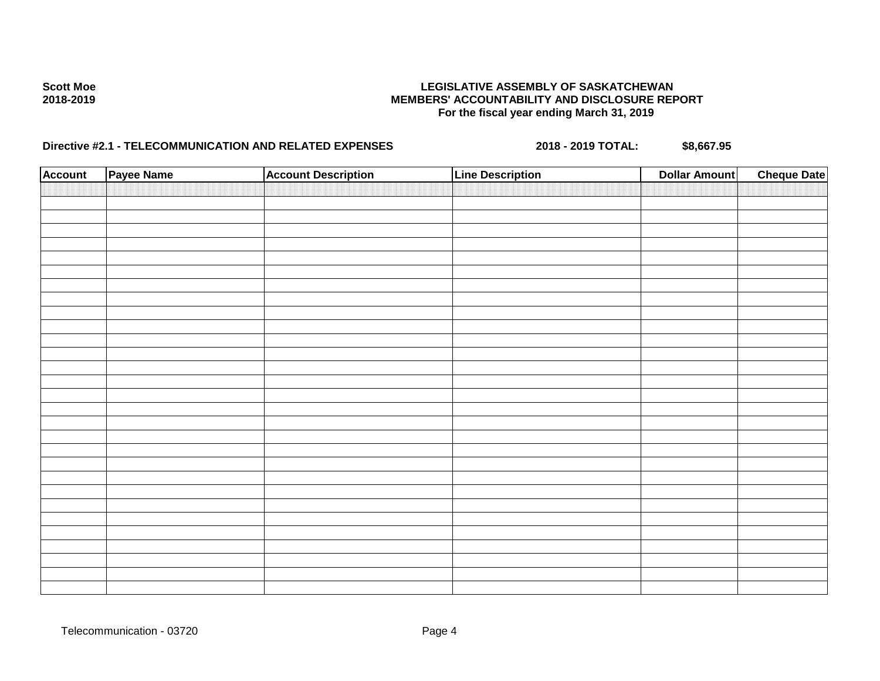Scott Moe
2018-2019

**LEGISLATIVE ASSEMBLY OF SASKATCHEWAN**
**MEMBERS' ACCOUNTABILITY AND DISCLOSURE REPORT**
**For the fiscal year ending March 31, 2019**

**Directive #2.1 - TELECOMMUNICATION AND RELATED EXPENSES** **2018 - 2019 TOTAL:** **$8,667.95**

| Account | Payee Name | Account Description | Line Description | Dollar Amount | Cheque Date |
|---|---|---|---|---|---|
| | | | | | |
| | | | | | |
| | | | | | |
| | | | | | |
| | | | | | |
| | | | | | |
| | | | | | |
| | | | | | |
| | | | | | |
| | | | | | |
| | | | | | |
| | | | | | |
| | | | | | |
| | | | | | |
| | | | | | |
| | | | | | |
| | | | | | |
| | | | | | |
| | | | | | |
| | | | | | |
| | | | | | |
| | | | | | |
| | | | | | |
| | | | | | |
| | | | | | |
| | | | | | |
| | | | | | |
| | | | | | |
| | | | | | |
| | | | | | |

Telecommunication - 03720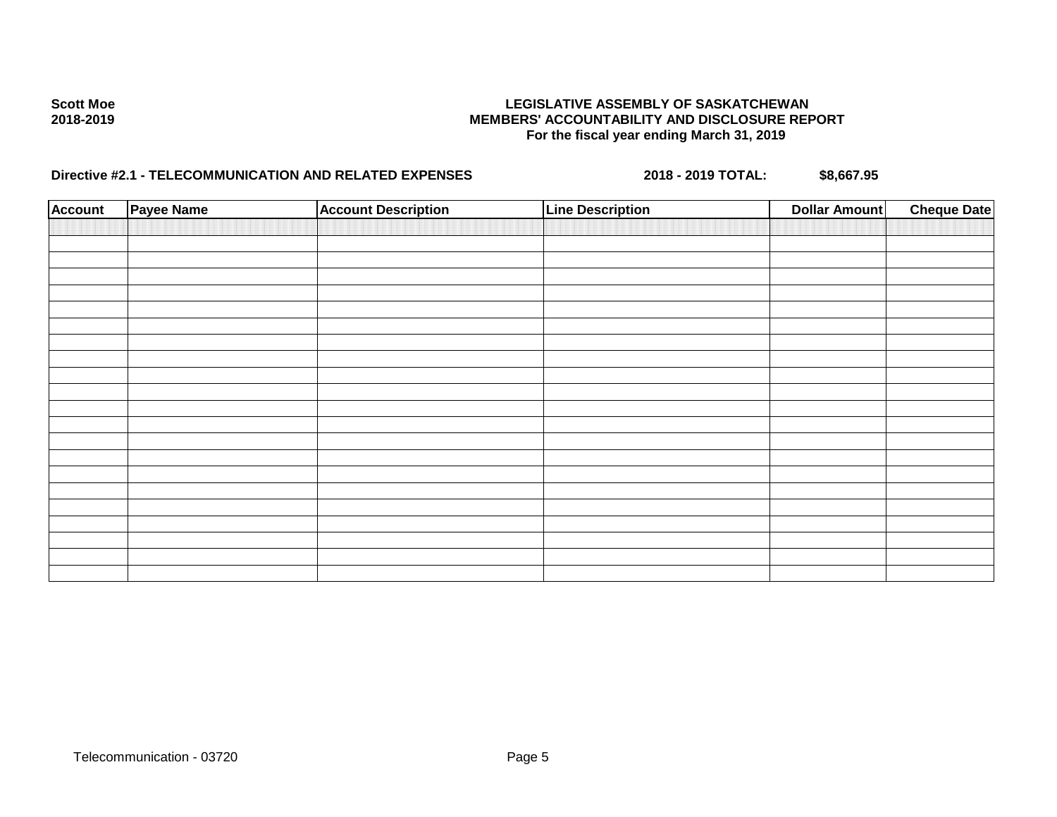Scott Moe
2018-2019

**LEGISLATIVE ASSEMBLY OF SASKATCHEWAN**
**MEMBERS' ACCOUNTABILITY AND DISCLOSURE REPORT**
**For the fiscal year ending March 31, 2019**

**Directive #2.1 - TELECOMMUNICATION AND RELATED EXPENSES** **2018 - 2019 TOTAL: $8,667.95**

| Account | Payee Name | Account Description | Line Description | Dollar Amount | Cheque Date |
|---|---|---|---|---|---|
| | | | | | |
| | | | | | |
| | | | | | |
| | | | | | |
| | | | | | |
| | | | | | |
| | | | | | |
| | | | | | |
| | | | | | |
| | | | | | |
| | | | | | |
| | | | | | |
| | | | | | |
| | | | | | |
| | | | | | |
| | | | | | |
| | | | | | |
| | | | | | |
| | | | | | |
| | | | | | |
| | | | | | |
| | | | | | |

Telecommunication - 03720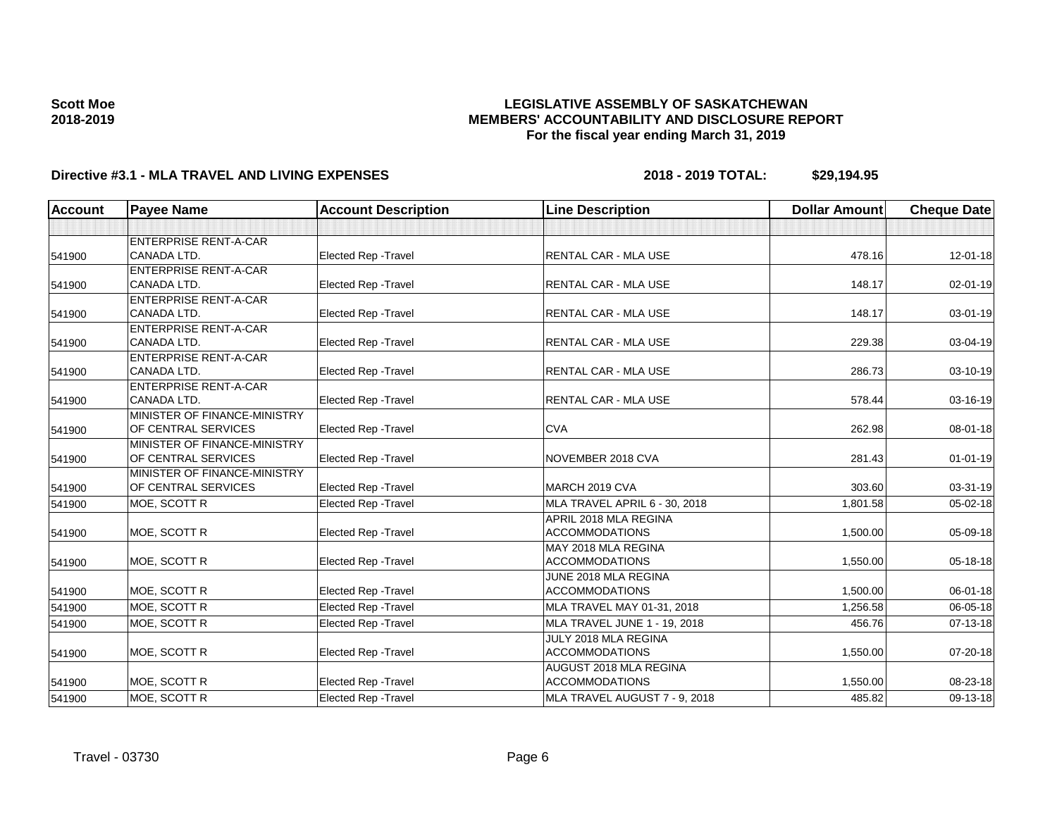**Scott Moe**
**2018-2019**

# LEGISLATIVE ASSEMBLY OF SASKATCHEWAN
## MEMBERS' ACCOUNTABILITY AND DISCLOSURE REPORT
### For the fiscal year ending March 31, 2019

**Directive #3.1 - MLA TRAVEL AND LIVING EXPENSES** **2018 - 2019 TOTAL: $29,194.95**

| Account | Payee Name | Account Description | Line Description | Dollar Amount | Cheque Date |
|---|---|---|---|---|---|
| | | | | | |
| 541900 | ENTERPRISE RENT-A-CAR CANADA LTD. | Elected Rep -Travel | RENTAL CAR - MLA USE | 478.16 | 12-01-18 |
| 541900 | ENTERPRISE RENT-A-CAR CANADA LTD. | Elected Rep -Travel | RENTAL CAR - MLA USE | 148.17 | 02-01-19 |
| 541900 | ENTERPRISE RENT-A-CAR CANADA LTD. | Elected Rep -Travel | RENTAL CAR - MLA USE | 148.17 | 03-01-19 |
| 541900 | ENTERPRISE RENT-A-CAR CANADA LTD. | Elected Rep -Travel | RENTAL CAR - MLA USE | 229.38 | 03-04-19 |
| 541900 | ENTERPRISE RENT-A-CAR CANADA LTD. | Elected Rep -Travel | RENTAL CAR - MLA USE | 286.73 | 03-10-19 |
| 541900 | ENTERPRISE RENT-A-CAR CANADA LTD. | Elected Rep -Travel | RENTAL CAR - MLA USE | 578.44 | 03-16-19 |
| 541900 | MINISTER OF FINANCE-MINISTRY OF CENTRAL SERVICES | Elected Rep -Travel | CVA | 262.98 | 08-01-18 |
| 541900 | MINISTER OF FINANCE-MINISTRY OF CENTRAL SERVICES | Elected Rep -Travel | NOVEMBER 2018 CVA | 281.43 | 01-01-19 |
| 541900 | MINISTER OF FINANCE-MINISTRY OF CENTRAL SERVICES | Elected Rep -Travel | MARCH 2019 CVA | 303.60 | 03-31-19 |
| 541900 | MOE, SCOTT R | Elected Rep -Travel | MLA TRAVEL APRIL 6 - 30, 2018 | 1,801.58 | 05-02-18 |
| 541900 | MOE, SCOTT R | Elected Rep -Travel | APRIL 2018 MLA REGINA ACCOMMODATIONS | 1,500.00 | 05-09-18 |
| 541900 | MOE, SCOTT R | Elected Rep -Travel | MAY 2018 MLA REGINA ACCOMMODATIONS | 1,550.00 | 05-18-18 |
| 541900 | MOE, SCOTT R | Elected Rep -Travel | JUNE 2018 MLA REGINA ACCOMMODATIONS | 1,500.00 | 06-01-18 |
| 541900 | MOE, SCOTT R | Elected Rep -Travel | MLA TRAVEL MAY 01-31, 2018 | 1,256.58 | 06-05-18 |
| 541900 | MOE, SCOTT R | Elected Rep -Travel | MLA TRAVEL JUNE 1 - 19, 2018 | 456.76 | 07-13-18 |
| 541900 | MOE, SCOTT R | Elected Rep -Travel | JULY 2018 MLA REGINA ACCOMMODATIONS | 1,550.00 | 07-20-18 |
| 541900 | MOE, SCOTT R | Elected Rep -Travel | AUGUST 2018 MLA REGINA ACCOMMODATIONS | 1,550.00 | 08-23-18 |
| 541900 | MOE, SCOTT R | Elected Rep -Travel | MLA TRAVEL AUGUST 7 - 9, 2018 | 485.82 | 09-13-18 |

Travel - 03730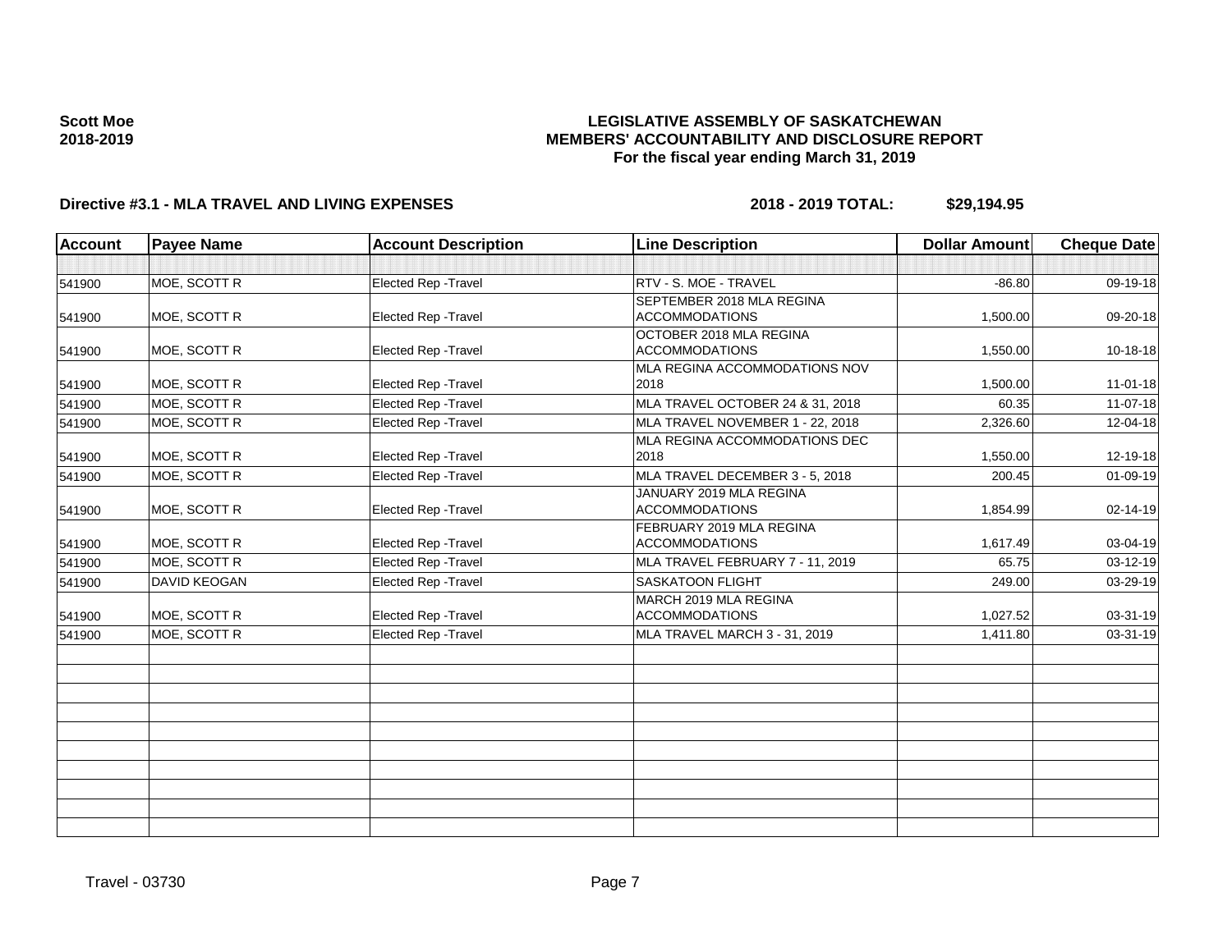**Scott Moe**
**2018-2019**

# LEGISLATIVE ASSEMBLY OF SASKATCHEWAN
## MEMBERS' ACCOUNTABILITY AND DISCLOSURE REPORT
### For the fiscal year ending March 31, 2019

**Directive #3.1 - MLA TRAVEL AND LIVING EXPENSES** **2018 - 2019 TOTAL: $29,194.95**

| Account | Payee Name | Account Description | Line Description | Dollar Amount | Cheque Date |
|---|---|---|---|---|---|
| | | | | | |
| 541900 | MOE, SCOTT R | Elected Rep -Travel | RTV - S. MOE - TRAVEL | -86.80 | 09-19-18 |
| 541900 | MOE, SCOTT R | Elected Rep -Travel | SEPTEMBER 2018 MLA REGINA ACCOMMODATIONS | 1,500.00 | 09-20-18 |
| 541900 | MOE, SCOTT R | Elected Rep -Travel | OCTOBER 2018 MLA REGINA ACCOMMODATIONS | 1,550.00 | 10-18-18 |
| 541900 | MOE, SCOTT R | Elected Rep -Travel | MLA REGINA ACCOMMODATIONS NOV 2018 | 1,500.00 | 11-01-18 |
| 541900 | MOE, SCOTT R | Elected Rep -Travel | MLA TRAVEL OCTOBER 24 & 31, 2018 | 60.35 | 11-07-18 |
| 541900 | MOE, SCOTT R | Elected Rep -Travel | MLA TRAVEL NOVEMBER 1 - 22, 2018 | 2,326.60 | 12-04-18 |
| 541900 | MOE, SCOTT R | Elected Rep -Travel | MLA REGINA ACCOMMODATIONS DEC 2018 | 1,550.00 | 12-19-18 |
| 541900 | MOE, SCOTT R | Elected Rep -Travel | MLA TRAVEL DECEMBER 3 - 5, 2018 | 200.45 | 01-09-19 |
| 541900 | MOE, SCOTT R | Elected Rep -Travel | JANUARY 2019 MLA REGINA ACCOMMODATIONS | 1,854.99 | 02-14-19 |
| 541900 | MOE, SCOTT R | Elected Rep -Travel | FEBRUARY 2019 MLA REGINA ACCOMMODATIONS | 1,617.49 | 03-04-19 |
| 541900 | MOE, SCOTT R | Elected Rep -Travel | MLA TRAVEL FEBRUARY 7 - 11, 2019 | 65.75 | 03-12-19 |
| 541900 | DAVID KEOGAN | Elected Rep -Travel | SASKATOON FLIGHT | 249.00 | 03-29-19 |
| 541900 | MOE, SCOTT R | Elected Rep -Travel | MARCH 2019 MLA REGINA ACCOMMODATIONS | 1,027.52 | 03-31-19 |
| 541900 | MOE, SCOTT R | Elected Rep -Travel | MLA TRAVEL MARCH 3 - 31, 2019 | 1,411.80 | 03-31-19 |

Travel - 03730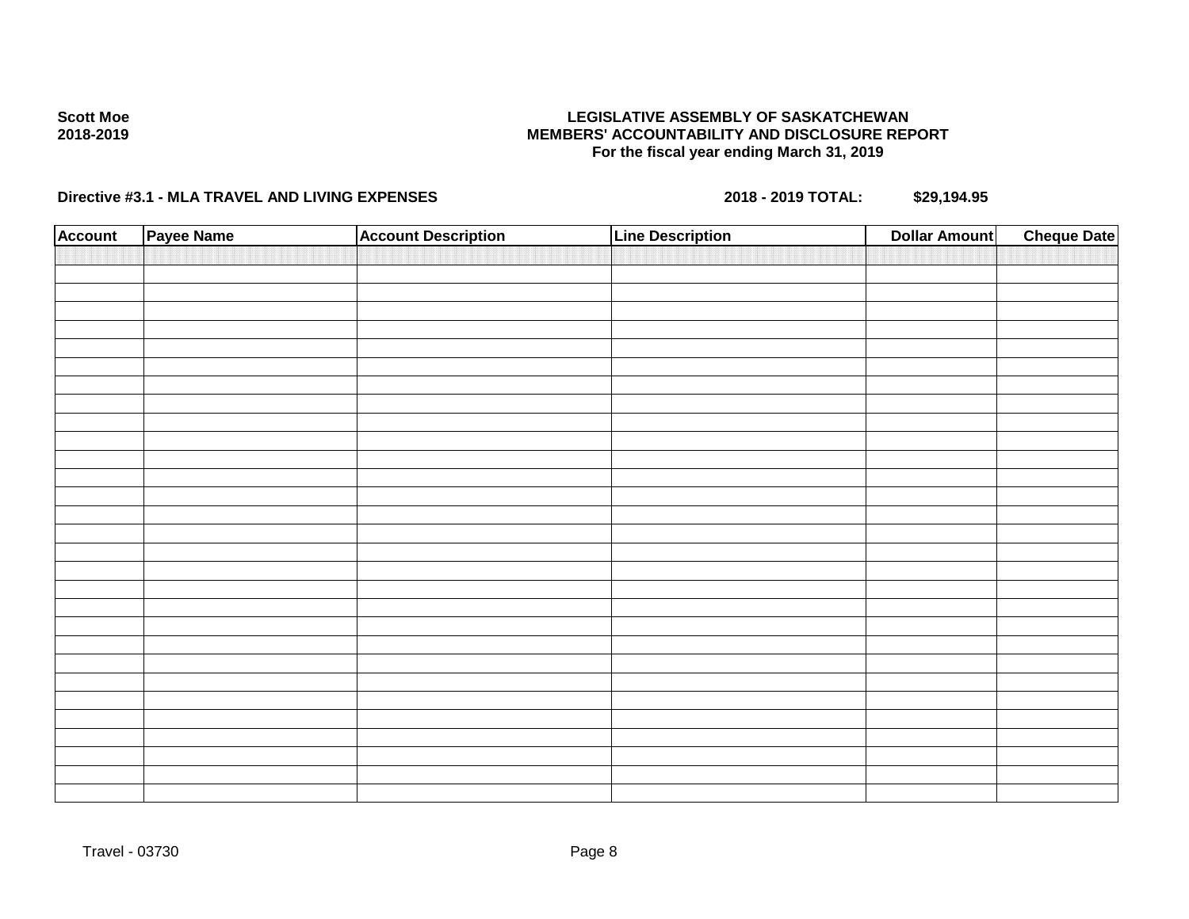**Scott Moe**
**2018-2019**

**LEGISLATIVE ASSEMBLY OF SASKATCHEWAN**
**MEMBERS' ACCOUNTABILITY AND DISCLOSURE REPORT**
**For the fiscal year ending March 31, 2019**

**Directive #3.1 - MLA TRAVEL AND LIVING EXPENSES** **2018 - 2019 TOTAL: $29,194.95**

| Account | Payee Name | Account Description | Line Description | Dollar Amount | Cheque Date |
|---|---|---|---|---|---|
| | | | | | |

Travel - 03730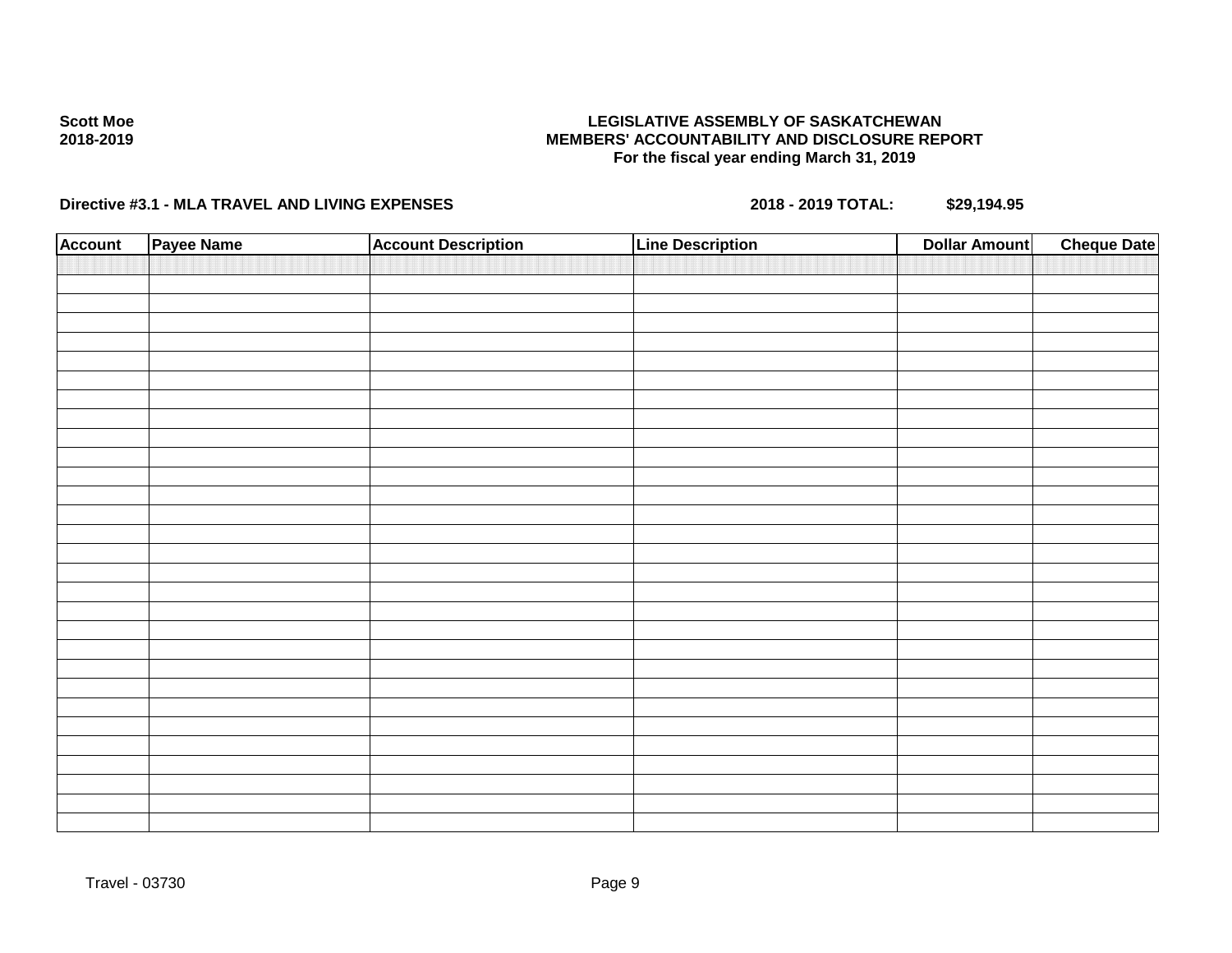**Scott Moe**
**2018-2019**

**LEGISLATIVE ASSEMBLY OF SASKATCHEWAN**
**MEMBERS' ACCOUNTABILITY AND DISCLOSURE REPORT**
**For the fiscal year ending March 31, 2019**

**Directive #3.1 - MLA TRAVEL AND LIVING EXPENSES** **2018 - 2019 TOTAL: $29,194.95**

| Account | Payee Name | Account Description | Line Description | Dollar Amount | Cheque Date |
|---|---|---|---|---|---|
| | | | | | |
| | | | | | |
| | | | | | |
| | | | | | |
| | | | | | |
| | | | | | |
| | | | | | |
| | | | | | |
| | | | | | |
| | | | | | |
| | | | | | |
| | | | | | |
| | | | | | |
| | | | | | |
| | | | | | |
| | | | | | |
| | | | | | |
| | | | | | |
| | | | | | |
| | | | | | |
| | | | | | |
| | | | | | |
| | | | | | |
| | | | | | |
| | | | | | |
| | | | | | |
| | | | | | |
| | | | | | |
| | | | | | |
| | | | | | |

Travel - 03730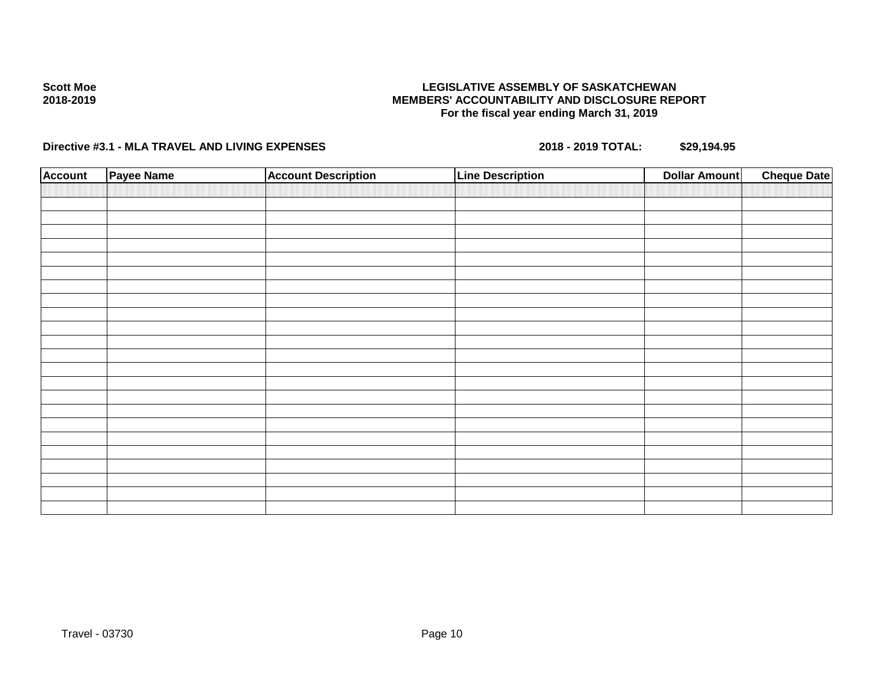**Scott Moe**
**2018-2019**

**LEGISLATIVE ASSEMBLY OF SASKATCHEWAN**
**MEMBERS' ACCOUNTABILITY AND DISCLOSURE REPORT**
**For the fiscal year ending March 31, 2019**

**Directive #3.1 - MLA TRAVEL AND LIVING EXPENSES** **2018 - 2019 TOTAL: $29,194.95**

| Account | Payee Name | Account Description | Line Description | Dollar Amount | Cheque Date |
|---|---|---|---|---|---|
| | | | | | |

Travel - 03730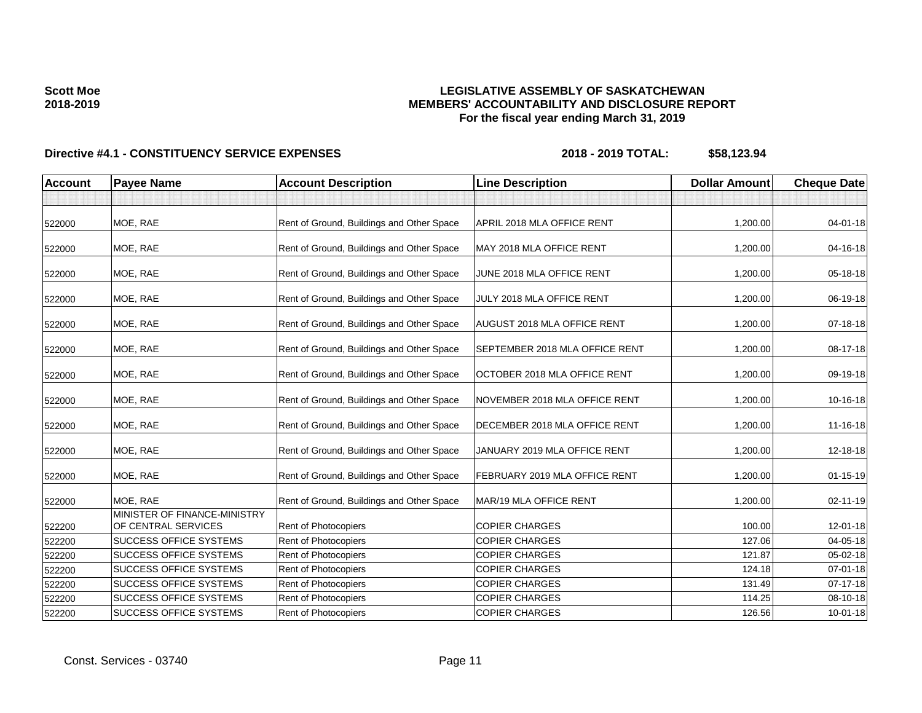**Scott Moe**
**2018-2019**

**LEGISLATIVE ASSEMBLY OF SASKATCHEWAN**
**MEMBERS' ACCOUNTABILITY AND DISCLOSURE REPORT**
**For the fiscal year ending March 31, 2019**

**Directive #4.1 - CONSTITUENCY SERVICE EXPENSES** **2018 - 2019 TOTAL: $58,123.94**

| Account | Payee Name | Account Description | Line Description | Dollar Amount | Cheque Date |
|---|---|---|---|---|---|
| | | | | | |
| 522000 | MOE, RAE | Rent of Ground, Buildings and Other Space | APRIL 2018 MLA OFFICE RENT | 1,200.00 | 04-01-18 |
| 522000 | MOE, RAE | Rent of Ground, Buildings and Other Space | MAY 2018 MLA OFFICE RENT | 1,200.00 | 04-16-18 |
| 522000 | MOE, RAE | Rent of Ground, Buildings and Other Space | JUNE 2018 MLA OFFICE RENT | 1,200.00 | 05-18-18 |
| 522000 | MOE, RAE | Rent of Ground, Buildings and Other Space | JULY 2018 MLA OFFICE RENT | 1,200.00 | 06-19-18 |
| 522000 | MOE, RAE | Rent of Ground, Buildings and Other Space | AUGUST 2018 MLA OFFICE RENT | 1,200.00 | 07-18-18 |
| 522000 | MOE, RAE | Rent of Ground, Buildings and Other Space | SEPTEMBER 2018 MLA OFFICE RENT | 1,200.00 | 08-17-18 |
| 522000 | MOE, RAE | Rent of Ground, Buildings and Other Space | OCTOBER 2018 MLA OFFICE RENT | 1,200.00 | 09-19-18 |
| 522000 | MOE, RAE | Rent of Ground, Buildings and Other Space | NOVEMBER 2018 MLA OFFICE RENT | 1,200.00 | 10-16-18 |
| 522000 | MOE, RAE | Rent of Ground, Buildings and Other Space | DECEMBER 2018 MLA OFFICE RENT | 1,200.00 | 11-16-18 |
| 522000 | MOE, RAE | Rent of Ground, Buildings and Other Space | JANUARY 2019 MLA OFFICE RENT | 1,200.00 | 12-18-18 |
| 522000 | MOE, RAE | Rent of Ground, Buildings and Other Space | FEBRUARY 2019 MLA OFFICE RENT | 1,200.00 | 01-15-19 |
| 522000 | MOE, RAE | Rent of Ground, Buildings and Other Space | MAR/19 MLA OFFICE RENT | 1,200.00 | 02-11-19 |
| 522200 | MINISTER OF FINANCE-MINISTRY OF CENTRAL SERVICES | Rent of Photocopiers | COPIER CHARGES | 100.00 | 12-01-18 |
| 522200 | SUCCESS OFFICE SYSTEMS | Rent of Photocopiers | COPIER CHARGES | 127.06 | 04-05-18 |
| 522200 | SUCCESS OFFICE SYSTEMS | Rent of Photocopiers | COPIER CHARGES | 121.87 | 05-02-18 |
| 522200 | SUCCESS OFFICE SYSTEMS | Rent of Photocopiers | COPIER CHARGES | 124.18 | 07-01-18 |
| 522200 | SUCCESS OFFICE SYSTEMS | Rent of Photocopiers | COPIER CHARGES | 131.49 | 07-17-18 |
| 522200 | SUCCESS OFFICE SYSTEMS | Rent of Photocopiers | COPIER CHARGES | 114.25 | 08-10-18 |
| 522200 | SUCCESS OFFICE SYSTEMS | Rent of Photocopiers | COPIER CHARGES | 126.56 | 10-01-18 |

Const. Services - 03740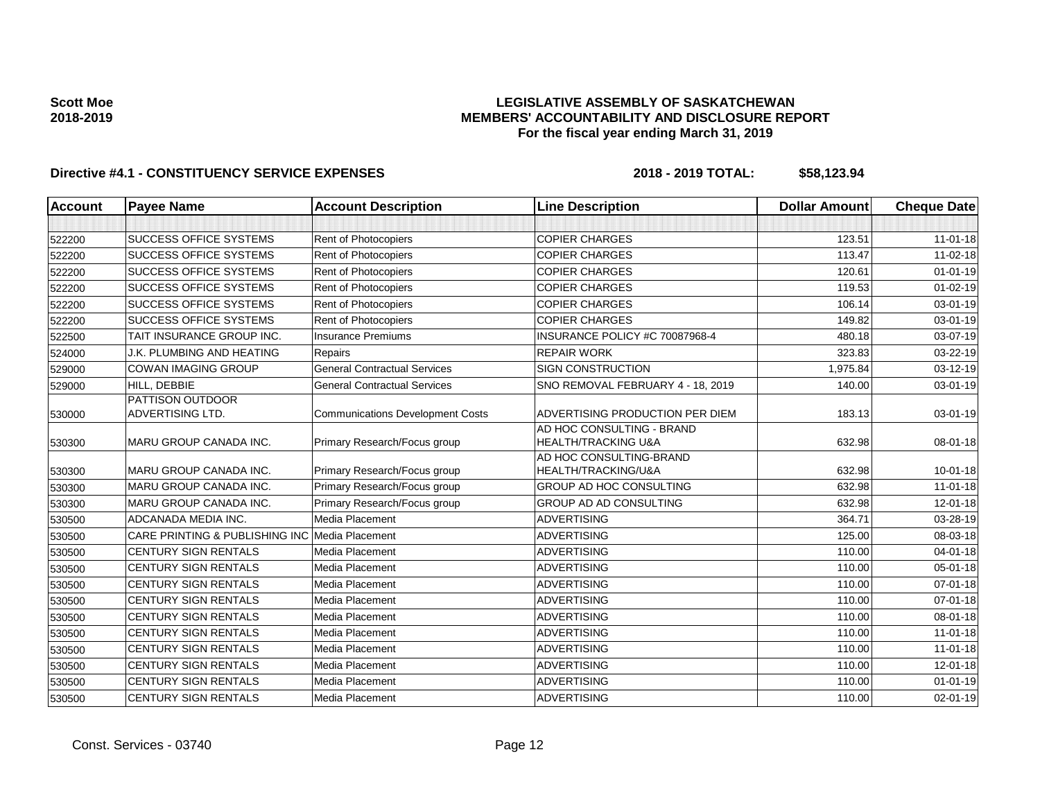Scott Moe
2018-2019

# LEGISLATIVE ASSEMBLY OF SASKATCHEWAN
## MEMBERS' ACCOUNTABILITY AND DISCLOSURE REPORT
### For the fiscal year ending March 31, 2019

**Directive #4.1 - CONSTITUENCY SERVICE EXPENSES** **2018 - 2019 TOTAL: $58,123.94**

| Account | Payee Name | Account Description | Line Description | Dollar Amount | Cheque Date |
|---|---|---|---|---|---|
| | | | | | |
| 522200 | SUCCESS OFFICE SYSTEMS | Rent of Photocopiers | COPIER CHARGES | 123.51 | 11-01-18 |
| 522200 | SUCCESS OFFICE SYSTEMS | Rent of Photocopiers | COPIER CHARGES | 113.47 | 11-02-18 |
| 522200 | SUCCESS OFFICE SYSTEMS | Rent of Photocopiers | COPIER CHARGES | 120.61 | 01-01-19 |
| 522200 | SUCCESS OFFICE SYSTEMS | Rent of Photocopiers | COPIER CHARGES | 119.53 | 01-02-19 |
| 522200 | SUCCESS OFFICE SYSTEMS | Rent of Photocopiers | COPIER CHARGES | 106.14 | 03-01-19 |
| 522200 | SUCCESS OFFICE SYSTEMS | Rent of Photocopiers | COPIER CHARGES | 149.82 | 03-01-19 |
| 522500 | TAIT INSURANCE GROUP INC. | Insurance Premiums | INSURANCE POLICY #C 70087968-4 | 480.18 | 03-07-19 |
| 524000 | J.K. PLUMBING AND HEATING | Repairs | REPAIR WORK | 323.83 | 03-22-19 |
| 529000 | COWAN IMAGING GROUP | General Contractual Services | SIGN CONSTRUCTION | 1,975.84 | 03-12-19 |
| 529000 | HILL, DEBBIE | General Contractual Services | SNO REMOVAL FEBRUARY 4 - 18, 2019 | 140.00 | 03-01-19 |
| 530000 | PATTISON OUTDOOR ADVERTISING LTD. | Communications Development Costs | ADVERTISING PRODUCTION PER DIEM | 183.13 | 03-01-19 |
| 530300 | MARU GROUP CANADA INC. | Primary Research/Focus group | AD HOC CONSULTING - BRAND HEALTH/TRACKING U&A | 632.98 | 08-01-18 |
| 530300 | MARU GROUP CANADA INC. | Primary Research/Focus group | AD HOC CONSULTING-BRAND HEALTH/TRACKING/U&A | 632.98 | 10-01-18 |
| 530300 | MARU GROUP CANADA INC. | Primary Research/Focus group | GROUP AD HOC CONSULTING | 632.98 | 11-01-18 |
| 530300 | MARU GROUP CANADA INC. | Primary Research/Focus group | GROUP AD AD CONSULTING | 632.98 | 12-01-18 |
| 530500 | ADCANADA MEDIA INC. | Media Placement | ADVERTISING | 364.71 | 03-28-19 |
| 530500 | CARE PRINTING & PUBLISHING INC | Media Placement | ADVERTISING | 125.00 | 08-03-18 |
| 530500 | CENTURY SIGN RENTALS | Media Placement | ADVERTISING | 110.00 | 04-01-18 |
| 530500 | CENTURY SIGN RENTALS | Media Placement | ADVERTISING | 110.00 | 05-01-18 |
| 530500 | CENTURY SIGN RENTALS | Media Placement | ADVERTISING | 110.00 | 07-01-18 |
| 530500 | CENTURY SIGN RENTALS | Media Placement | ADVERTISING | 110.00 | 07-01-18 |
| 530500 | CENTURY SIGN RENTALS | Media Placement | ADVERTISING | 110.00 | 08-01-18 |
| 530500 | CENTURY SIGN RENTALS | Media Placement | ADVERTISING | 110.00 | 11-01-18 |
| 530500 | CENTURY SIGN RENTALS | Media Placement | ADVERTISING | 110.00 | 11-01-18 |
| 530500 | CENTURY SIGN RENTALS | Media Placement | ADVERTISING | 110.00 | 12-01-18 |
| 530500 | CENTURY SIGN RENTALS | Media Placement | ADVERTISING | 110.00 | 01-01-19 |
| 530500 | CENTURY SIGN RENTALS | Media Placement | ADVERTISING | 110.00 | 02-01-19 |

Const. Services - 03740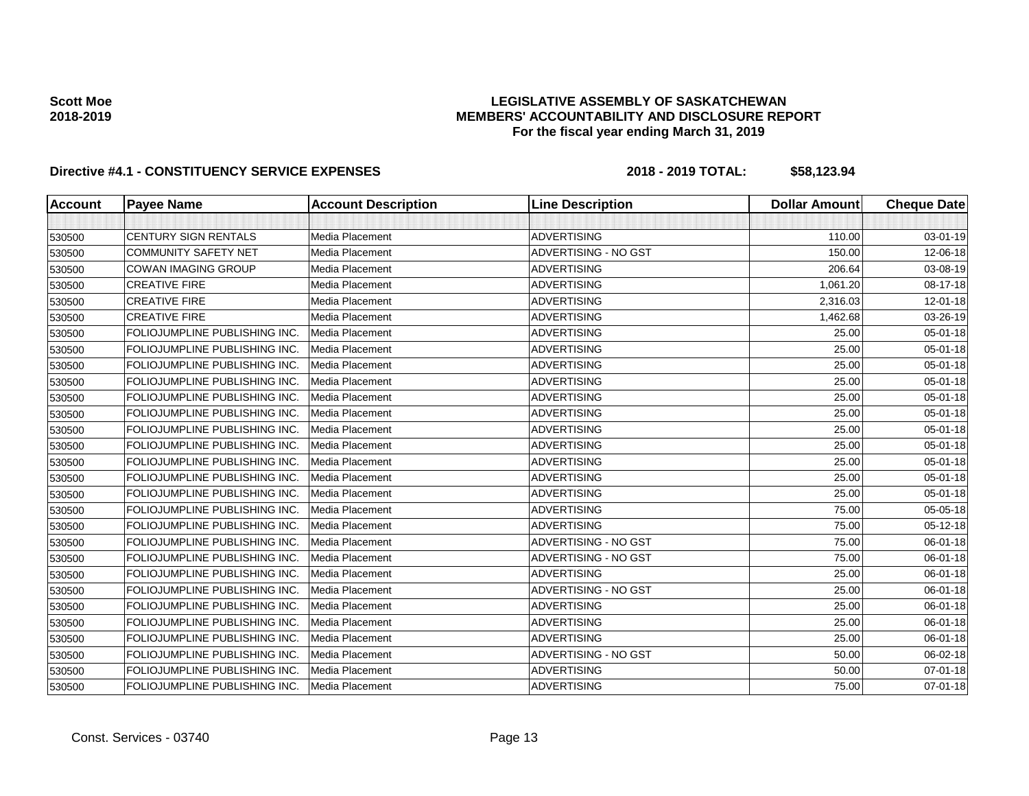**Scott Moe**
**2018-2019**

# LEGISLATIVE ASSEMBLY OF SASKATCHEWAN
## MEMBERS' ACCOUNTABILITY AND DISCLOSURE REPORT
### For the fiscal year ending March 31, 2019

**Directive #4.1 - CONSTITUENCY SERVICE EXPENSES** **2018 - 2019 TOTAL: $58,123.94**

| Account | Payee Name | Account Description | Line Description | Dollar Amount | Cheque Date |
|---|---|---|---|---|---|
| | | | | | |
| 530500 | CENTURY SIGN RENTALS | Media Placement | ADVERTISING | 110.00 | 03-01-19 |
| 530500 | COMMUNITY SAFETY NET | Media Placement | ADVERTISING - NO GST | 150.00 | 12-06-18 |
| 530500 | COWAN IMAGING GROUP | Media Placement | ADVERTISING | 206.64 | 03-08-19 |
| 530500 | CREATIVE FIRE | Media Placement | ADVERTISING | 1,061.20 | 08-17-18 |
| 530500 | CREATIVE FIRE | Media Placement | ADVERTISING | 2,316.03 | 12-01-18 |
| 530500 | CREATIVE FIRE | Media Placement | ADVERTISING | 1,462.68 | 03-26-19 |
| 530500 | FOLIOJUMPLINE PUBLISHING INC. | Media Placement | ADVERTISING | 25.00 | 05-01-18 |
| 530500 | FOLIOJUMPLINE PUBLISHING INC. | Media Placement | ADVERTISING | 25.00 | 05-01-18 |
| 530500 | FOLIOJUMPLINE PUBLISHING INC. | Media Placement | ADVERTISING | 25.00 | 05-01-18 |
| 530500 | FOLIOJUMPLINE PUBLISHING INC. | Media Placement | ADVERTISING | 25.00 | 05-01-18 |
| 530500 | FOLIOJUMPLINE PUBLISHING INC. | Media Placement | ADVERTISING | 25.00 | 05-01-18 |
| 530500 | FOLIOJUMPLINE PUBLISHING INC. | Media Placement | ADVERTISING | 25.00 | 05-01-18 |
| 530500 | FOLIOJUMPLINE PUBLISHING INC. | Media Placement | ADVERTISING | 25.00 | 05-01-18 |
| 530500 | FOLIOJUMPLINE PUBLISHING INC. | Media Placement | ADVERTISING | 25.00 | 05-01-18 |
| 530500 | FOLIOJUMPLINE PUBLISHING INC. | Media Placement | ADVERTISING | 25.00 | 05-01-18 |
| 530500 | FOLIOJUMPLINE PUBLISHING INC. | Media Placement | ADVERTISING | 25.00 | 05-01-18 |
| 530500 | FOLIOJUMPLINE PUBLISHING INC. | Media Placement | ADVERTISING | 25.00 | 05-01-18 |
| 530500 | FOLIOJUMPLINE PUBLISHING INC. | Media Placement | ADVERTISING | 75.00 | 05-05-18 |
| 530500 | FOLIOJUMPLINE PUBLISHING INC. | Media Placement | ADVERTISING | 75.00 | 05-12-18 |
| 530500 | FOLIOJUMPLINE PUBLISHING INC. | Media Placement | ADVERTISING - NO GST | 75.00 | 06-01-18 |
| 530500 | FOLIOJUMPLINE PUBLISHING INC. | Media Placement | ADVERTISING - NO GST | 75.00 | 06-01-18 |
| 530500 | FOLIOJUMPLINE PUBLISHING INC. | Media Placement | ADVERTISING | 25.00 | 06-01-18 |
| 530500 | FOLIOJUMPLINE PUBLISHING INC. | Media Placement | ADVERTISING - NO GST | 25.00 | 06-01-18 |
| 530500 | FOLIOJUMPLINE PUBLISHING INC. | Media Placement | ADVERTISING | 25.00 | 06-01-18 |
| 530500 | FOLIOJUMPLINE PUBLISHING INC. | Media Placement | ADVERTISING | 25.00 | 06-01-18 |
| 530500 | FOLIOJUMPLINE PUBLISHING INC. | Media Placement | ADVERTISING | 25.00 | 06-01-18 |
| 530500 | FOLIOJUMPLINE PUBLISHING INC. | Media Placement | ADVERTISING - NO GST | 50.00 | 06-02-18 |
| 530500 | FOLIOJUMPLINE PUBLISHING INC. | Media Placement | ADVERTISING | 50.00 | 07-01-18 |
| 530500 | FOLIOJUMPLINE PUBLISHING INC. | Media Placement | ADVERTISING | 75.00 | 07-01-18 |

Const. Services - 03740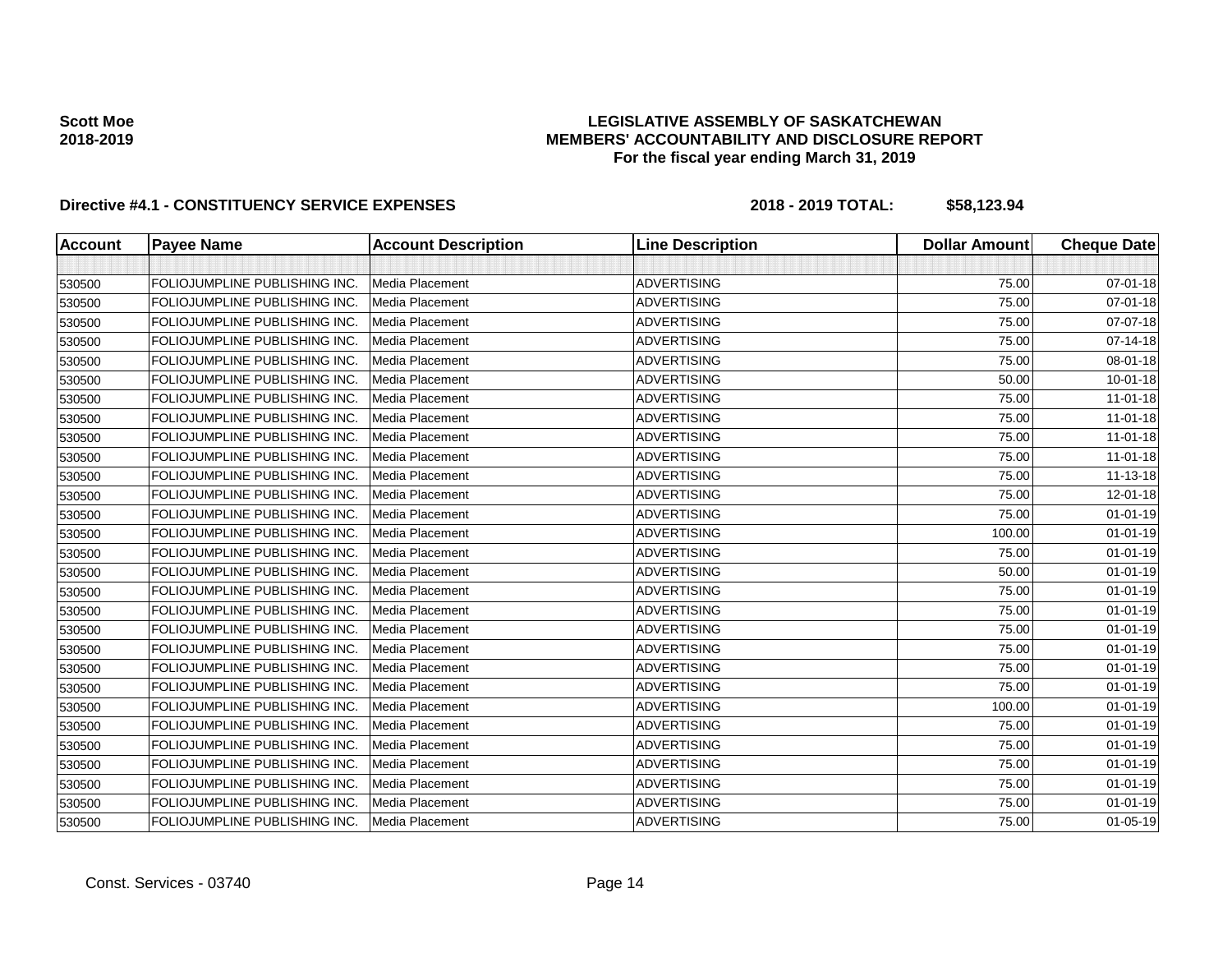**Scott Moe**
**2018-2019**

**LEGISLATIVE ASSEMBLY OF SASKATCHEWAN**
**MEMBERS' ACCOUNTABILITY AND DISCLOSURE REPORT**
**For the fiscal year ending March 31, 2019**

**Directive #4.1 - CONSTITUENCY SERVICE EXPENSES** **2018 - 2019 TOTAL: $58,123.94**

| Account | Payee Name | Account Description | Line Description | Dollar Amount | Cheque Date |
|---|---|---|---|---|---|
| | | | | | |
| 530500 | FOLIOJUMPLINE PUBLISHING INC. | Media Placement | ADVERTISING | 75.00 | 07-01-18 |
| 530500 | FOLIOJUMPLINE PUBLISHING INC. | Media Placement | ADVERTISING | 75.00 | 07-01-18 |
| 530500 | FOLIOJUMPLINE PUBLISHING INC. | Media Placement | ADVERTISING | 75.00 | 07-07-18 |
| 530500 | FOLIOJUMPLINE PUBLISHING INC. | Media Placement | ADVERTISING | 75.00 | 07-14-18 |
| 530500 | FOLIOJUMPLINE PUBLISHING INC. | Media Placement | ADVERTISING | 75.00 | 08-01-18 |
| 530500 | FOLIOJUMPLINE PUBLISHING INC. | Media Placement | ADVERTISING | 50.00 | 10-01-18 |
| 530500 | FOLIOJUMPLINE PUBLISHING INC. | Media Placement | ADVERTISING | 75.00 | 11-01-18 |
| 530500 | FOLIOJUMPLINE PUBLISHING INC. | Media Placement | ADVERTISING | 75.00 | 11-01-18 |
| 530500 | FOLIOJUMPLINE PUBLISHING INC. | Media Placement | ADVERTISING | 75.00 | 11-01-18 |
| 530500 | FOLIOJUMPLINE PUBLISHING INC. | Media Placement | ADVERTISING | 75.00 | 11-01-18 |
| 530500 | FOLIOJUMPLINE PUBLISHING INC. | Media Placement | ADVERTISING | 75.00 | 11-13-18 |
| 530500 | FOLIOJUMPLINE PUBLISHING INC. | Media Placement | ADVERTISING | 75.00 | 12-01-18 |
| 530500 | FOLIOJUMPLINE PUBLISHING INC. | Media Placement | ADVERTISING | 75.00 | 01-01-19 |
| 530500 | FOLIOJUMPLINE PUBLISHING INC. | Media Placement | ADVERTISING | 100.00 | 01-01-19 |
| 530500 | FOLIOJUMPLINE PUBLISHING INC. | Media Placement | ADVERTISING | 75.00 | 01-01-19 |
| 530500 | FOLIOJUMPLINE PUBLISHING INC. | Media Placement | ADVERTISING | 50.00 | 01-01-19 |
| 530500 | FOLIOJUMPLINE PUBLISHING INC. | Media Placement | ADVERTISING | 75.00 | 01-01-19 |
| 530500 | FOLIOJUMPLINE PUBLISHING INC. | Media Placement | ADVERTISING | 75.00 | 01-01-19 |
| 530500 | FOLIOJUMPLINE PUBLISHING INC. | Media Placement | ADVERTISING | 75.00 | 01-01-19 |
| 530500 | FOLIOJUMPLINE PUBLISHING INC. | Media Placement | ADVERTISING | 75.00 | 01-01-19 |
| 530500 | FOLIOJUMPLINE PUBLISHING INC. | Media Placement | ADVERTISING | 75.00 | 01-01-19 |
| 530500 | FOLIOJUMPLINE PUBLISHING INC. | Media Placement | ADVERTISING | 75.00 | 01-01-19 |
| 530500 | FOLIOJUMPLINE PUBLISHING INC. | Media Placement | ADVERTISING | 100.00 | 01-01-19 |
| 530500 | FOLIOJUMPLINE PUBLISHING INC. | Media Placement | ADVERTISING | 75.00 | 01-01-19 |
| 530500 | FOLIOJUMPLINE PUBLISHING INC. | Media Placement | ADVERTISING | 75.00 | 01-01-19 |
| 530500 | FOLIOJUMPLINE PUBLISHING INC. | Media Placement | ADVERTISING | 75.00 | 01-01-19 |
| 530500 | FOLIOJUMPLINE PUBLISHING INC. | Media Placement | ADVERTISING | 75.00 | 01-01-19 |
| 530500 | FOLIOJUMPLINE PUBLISHING INC. | Media Placement | ADVERTISING | 75.00 | 01-01-19 |
| 530500 | FOLIOJUMPLINE PUBLISHING INC. | Media Placement | ADVERTISING | 75.00 | 01-05-19 |

Const. Services - 03740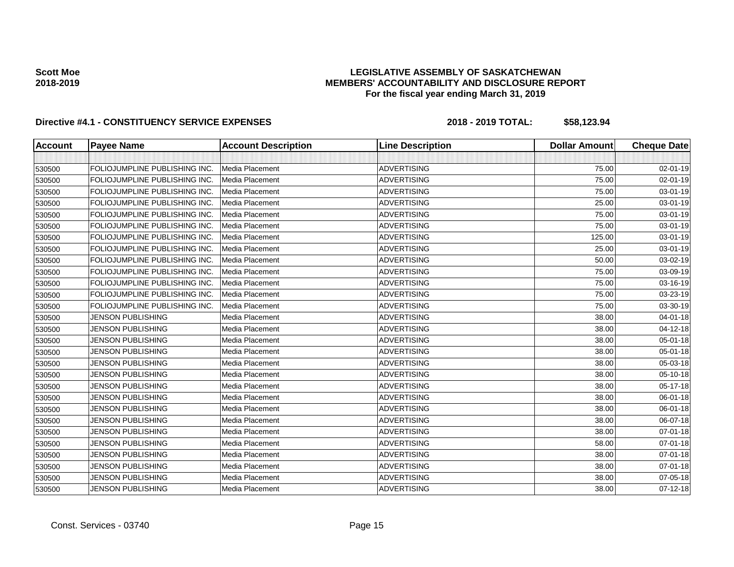**Scott Moe**
**2018-2019**

# LEGISLATIVE ASSEMBLY OF SASKATCHEWAN
## MEMBERS' ACCOUNTABILITY AND DISCLOSURE REPORT
### For the fiscal year ending March 31, 2019

**Directive #4.1 - CONSTITUENCY SERVICE EXPENSES** **2018 - 2019 TOTAL: $58,123.94**

| Account | Payee Name | Account Description | Line Description | Dollar Amount | Cheque Date |
|---|---|---|---|---|---|
| | | | | | |
| 530500 | FOLIOJUMPLINE PUBLISHING INC. | Media Placement | ADVERTISING | 75.00 | 02-01-19 |
| 530500 | FOLIOJUMPLINE PUBLISHING INC. | Media Placement | ADVERTISING | 75.00 | 02-01-19 |
| 530500 | FOLIOJUMPLINE PUBLISHING INC. | Media Placement | ADVERTISING | 75.00 | 03-01-19 |
| 530500 | FOLIOJUMPLINE PUBLISHING INC. | Media Placement | ADVERTISING | 25.00 | 03-01-19 |
| 530500 | FOLIOJUMPLINE PUBLISHING INC. | Media Placement | ADVERTISING | 75.00 | 03-01-19 |
| 530500 | FOLIOJUMPLINE PUBLISHING INC. | Media Placement | ADVERTISING | 75.00 | 03-01-19 |
| 530500 | FOLIOJUMPLINE PUBLISHING INC. | Media Placement | ADVERTISING | 125.00 | 03-01-19 |
| 530500 | FOLIOJUMPLINE PUBLISHING INC. | Media Placement | ADVERTISING | 25.00 | 03-01-19 |
| 530500 | FOLIOJUMPLINE PUBLISHING INC. | Media Placement | ADVERTISING | 50.00 | 03-02-19 |
| 530500 | FOLIOJUMPLINE PUBLISHING INC. | Media Placement | ADVERTISING | 75.00 | 03-09-19 |
| 530500 | FOLIOJUMPLINE PUBLISHING INC. | Media Placement | ADVERTISING | 75.00 | 03-16-19 |
| 530500 | FOLIOJUMPLINE PUBLISHING INC. | Media Placement | ADVERTISING | 75.00 | 03-23-19 |
| 530500 | FOLIOJUMPLINE PUBLISHING INC. | Media Placement | ADVERTISING | 75.00 | 03-30-19 |
| 530500 | JENSON PUBLISHING | Media Placement | ADVERTISING | 38.00 | 04-01-18 |
| 530500 | JENSON PUBLISHING | Media Placement | ADVERTISING | 38.00 | 04-12-18 |
| 530500 | JENSON PUBLISHING | Media Placement | ADVERTISING | 38.00 | 05-01-18 |
| 530500 | JENSON PUBLISHING | Media Placement | ADVERTISING | 38.00 | 05-01-18 |
| 530500 | JENSON PUBLISHING | Media Placement | ADVERTISING | 38.00 | 05-03-18 |
| 530500 | JENSON PUBLISHING | Media Placement | ADVERTISING | 38.00 | 05-10-18 |
| 530500 | JENSON PUBLISHING | Media Placement | ADVERTISING | 38.00 | 05-17-18 |
| 530500 | JENSON PUBLISHING | Media Placement | ADVERTISING | 38.00 | 06-01-18 |
| 530500 | JENSON PUBLISHING | Media Placement | ADVERTISING | 38.00 | 06-01-18 |
| 530500 | JENSON PUBLISHING | Media Placement | ADVERTISING | 38.00 | 06-07-18 |
| 530500 | JENSON PUBLISHING | Media Placement | ADVERTISING | 38.00 | 07-01-18 |
| 530500 | JENSON PUBLISHING | Media Placement | ADVERTISING | 58.00 | 07-01-18 |
| 530500 | JENSON PUBLISHING | Media Placement | ADVERTISING | 38.00 | 07-01-18 |
| 530500 | JENSON PUBLISHING | Media Placement | ADVERTISING | 38.00 | 07-01-18 |
| 530500 | JENSON PUBLISHING | Media Placement | ADVERTISING | 38.00 | 07-05-18 |
| 530500 | JENSON PUBLISHING | Media Placement | ADVERTISING | 38.00 | 07-12-18 |

Const. Services - 03740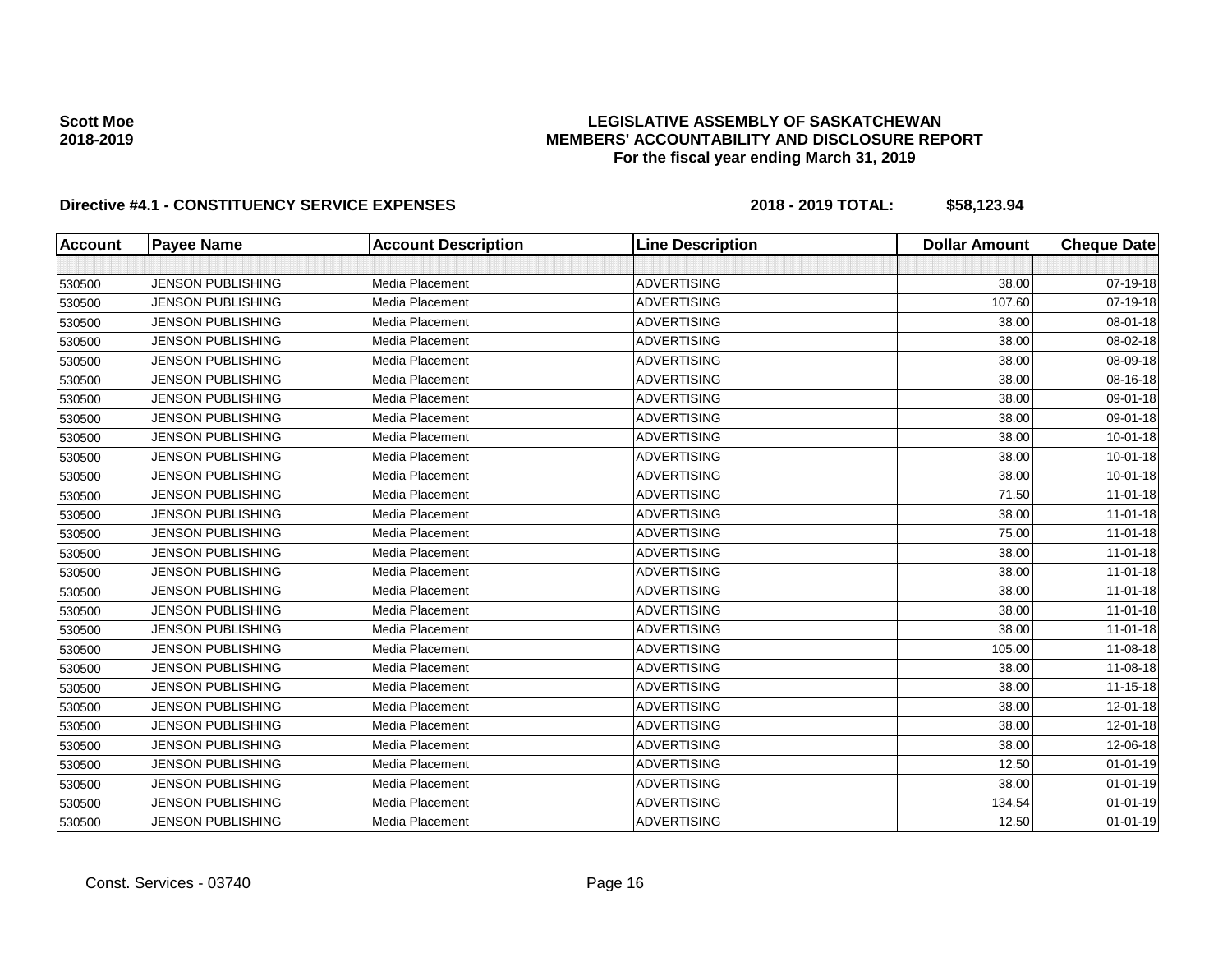**Scott Moe**
**2018-2019**

**LEGISLATIVE ASSEMBLY OF SASKATCHEWAN**
**MEMBERS' ACCOUNTABILITY AND DISCLOSURE REPORT**
**For the fiscal year ending March 31, 2019**

**Directive #4.1 - CONSTITUENCY SERVICE EXPENSES** **2018 - 2019 TOTAL: $58,123.94**

| Account | Payee Name | Account Description | Line Description | Dollar Amount | Cheque Date |
|---|---|---|---|---|---|
| | | | | | |
| 530500 | JENSON PUBLISHING | Media Placement | ADVERTISING | 38.00 | 07-19-18 |
| 530500 | JENSON PUBLISHING | Media Placement | ADVERTISING | 107.60 | 07-19-18 |
| 530500 | JENSON PUBLISHING | Media Placement | ADVERTISING | 38.00 | 08-01-18 |
| 530500 | JENSON PUBLISHING | Media Placement | ADVERTISING | 38.00 | 08-02-18 |
| 530500 | JENSON PUBLISHING | Media Placement | ADVERTISING | 38.00 | 08-09-18 |
| 530500 | JENSON PUBLISHING | Media Placement | ADVERTISING | 38.00 | 08-16-18 |
| 530500 | JENSON PUBLISHING | Media Placement | ADVERTISING | 38.00 | 09-01-18 |
| 530500 | JENSON PUBLISHING | Media Placement | ADVERTISING | 38.00 | 09-01-18 |
| 530500 | JENSON PUBLISHING | Media Placement | ADVERTISING | 38.00 | 10-01-18 |
| 530500 | JENSON PUBLISHING | Media Placement | ADVERTISING | 38.00 | 10-01-18 |
| 530500 | JENSON PUBLISHING | Media Placement | ADVERTISING | 38.00 | 10-01-18 |
| 530500 | JENSON PUBLISHING | Media Placement | ADVERTISING | 71.50 | 11-01-18 |
| 530500 | JENSON PUBLISHING | Media Placement | ADVERTISING | 38.00 | 11-01-18 |
| 530500 | JENSON PUBLISHING | Media Placement | ADVERTISING | 75.00 | 11-01-18 |
| 530500 | JENSON PUBLISHING | Media Placement | ADVERTISING | 38.00 | 11-01-18 |
| 530500 | JENSON PUBLISHING | Media Placement | ADVERTISING | 38.00 | 11-01-18 |
| 530500 | JENSON PUBLISHING | Media Placement | ADVERTISING | 38.00 | 11-01-18 |
| 530500 | JENSON PUBLISHING | Media Placement | ADVERTISING | 38.00 | 11-01-18 |
| 530500 | JENSON PUBLISHING | Media Placement | ADVERTISING | 38.00 | 11-01-18 |
| 530500 | JENSON PUBLISHING | Media Placement | ADVERTISING | 105.00 | 11-08-18 |
| 530500 | JENSON PUBLISHING | Media Placement | ADVERTISING | 38.00 | 11-08-18 |
| 530500 | JENSON PUBLISHING | Media Placement | ADVERTISING | 38.00 | 11-15-18 |
| 530500 | JENSON PUBLISHING | Media Placement | ADVERTISING | 38.00 | 12-01-18 |
| 530500 | JENSON PUBLISHING | Media Placement | ADVERTISING | 38.00 | 12-01-18 |
| 530500 | JENSON PUBLISHING | Media Placement | ADVERTISING | 38.00 | 12-06-18 |
| 530500 | JENSON PUBLISHING | Media Placement | ADVERTISING | 12.50 | 01-01-19 |
| 530500 | JENSON PUBLISHING | Media Placement | ADVERTISING | 38.00 | 01-01-19 |
| 530500 | JENSON PUBLISHING | Media Placement | ADVERTISING | 134.54 | 01-01-19 |
| 530500 | JENSON PUBLISHING | Media Placement | ADVERTISING | 12.50 | 01-01-19 |

Const. Services - 03740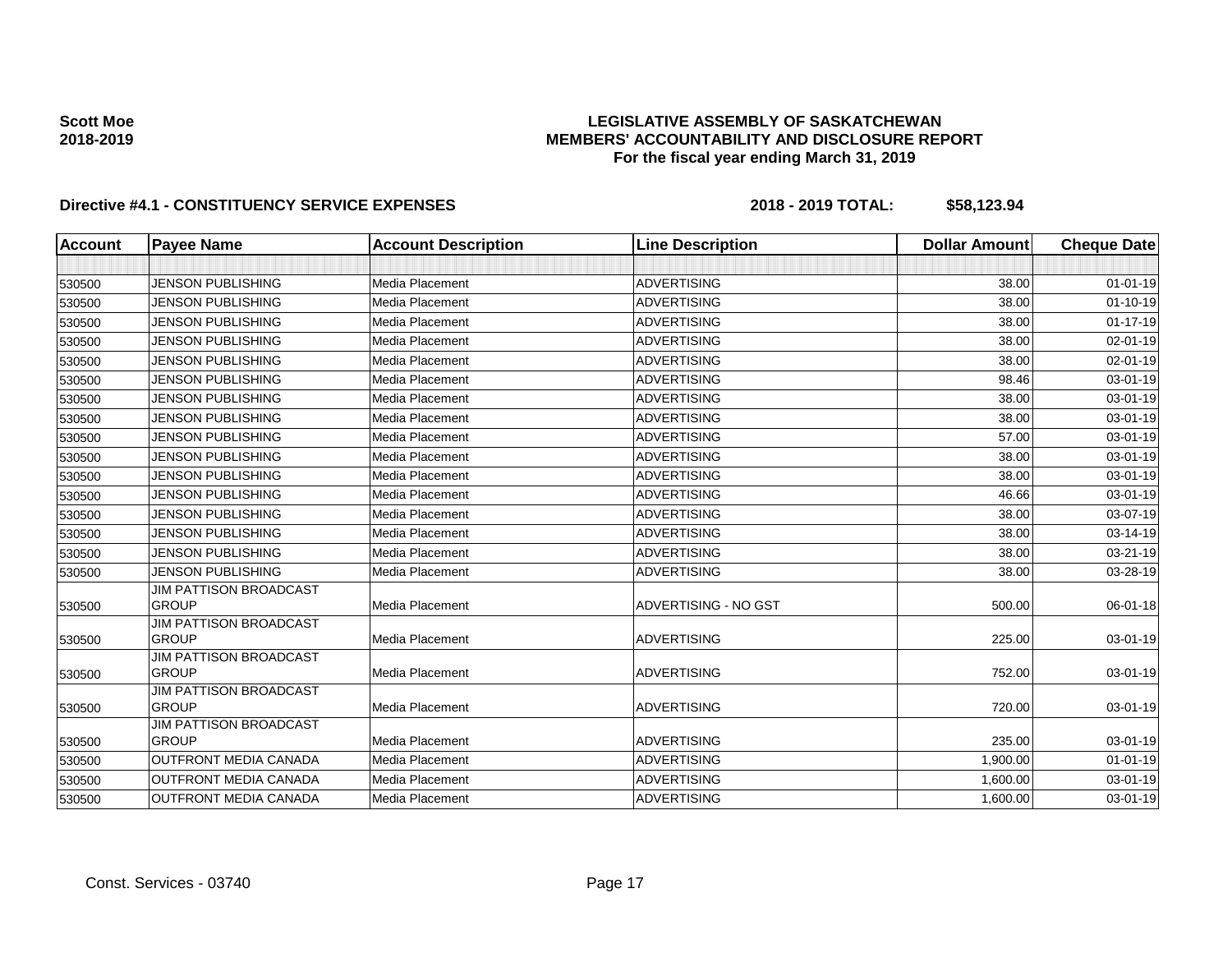**Scott Moe**
**2018-2019**

**LEGISLATIVE ASSEMBLY OF SASKATCHEWAN**
**MEMBERS' ACCOUNTABILITY AND DISCLOSURE REPORT**
**For the fiscal year ending March 31, 2019**

**Directive #4.1 - CONSTITUENCY SERVICE EXPENSES** **2018 - 2019 TOTAL: $58,123.94**

| Account | Payee Name | Account Description | Line Description | Dollar Amount | Cheque Date |
|---|---|---|---|---|---|
| | | | | | |
| 530500 | JENSON PUBLISHING | Media Placement | ADVERTISING | 38.00 | 01-01-19 |
| 530500 | JENSON PUBLISHING | Media Placement | ADVERTISING | 38.00 | 01-10-19 |
| 530500 | JENSON PUBLISHING | Media Placement | ADVERTISING | 38.00 | 01-17-19 |
| 530500 | JENSON PUBLISHING | Media Placement | ADVERTISING | 38.00 | 02-01-19 |
| 530500 | JENSON PUBLISHING | Media Placement | ADVERTISING | 38.00 | 02-01-19 |
| 530500 | JENSON PUBLISHING | Media Placement | ADVERTISING | 98.46 | 03-01-19 |
| 530500 | JENSON PUBLISHING | Media Placement | ADVERTISING | 38.00 | 03-01-19 |
| 530500 | JENSON PUBLISHING | Media Placement | ADVERTISING | 38.00 | 03-01-19 |
| 530500 | JENSON PUBLISHING | Media Placement | ADVERTISING | 57.00 | 03-01-19 |
| 530500 | JENSON PUBLISHING | Media Placement | ADVERTISING | 38.00 | 03-01-19 |
| 530500 | JENSON PUBLISHING | Media Placement | ADVERTISING | 38.00 | 03-01-19 |
| 530500 | JENSON PUBLISHING | Media Placement | ADVERTISING | 46.66 | 03-01-19 |
| 530500 | JENSON PUBLISHING | Media Placement | ADVERTISING | 38.00 | 03-07-19 |
| 530500 | JENSON PUBLISHING | Media Placement | ADVERTISING | 38.00 | 03-14-19 |
| 530500 | JENSON PUBLISHING | Media Placement | ADVERTISING | 38.00 | 03-21-19 |
| 530500 | JENSON PUBLISHING | Media Placement | ADVERTISING | 38.00 | 03-28-19 |
| 530500 | JIM PATTISON BROADCAST GROUP | Media Placement | ADVERTISING - NO GST | 500.00 | 06-01-18 |
| 530500 | JIM PATTISON BROADCAST GROUP | Media Placement | ADVERTISING | 225.00 | 03-01-19 |
| 530500 | JIM PATTISON BROADCAST GROUP | Media Placement | ADVERTISING | 752.00 | 03-01-19 |
| 530500 | JIM PATTISON BROADCAST GROUP | Media Placement | ADVERTISING | 720.00 | 03-01-19 |
| 530500 | JIM PATTISON BROADCAST GROUP | Media Placement | ADVERTISING | 235.00 | 03-01-19 |
| 530500 | OUTFRONT MEDIA CANADA | Media Placement | ADVERTISING | 1,900.00 | 01-01-19 |
| 530500 | OUTFRONT MEDIA CANADA | Media Placement | ADVERTISING | 1,600.00 | 03-01-19 |
| 530500 | OUTFRONT MEDIA CANADA | Media Placement | ADVERTISING | 1,600.00 | 03-01-19 |

Const. Services - 03740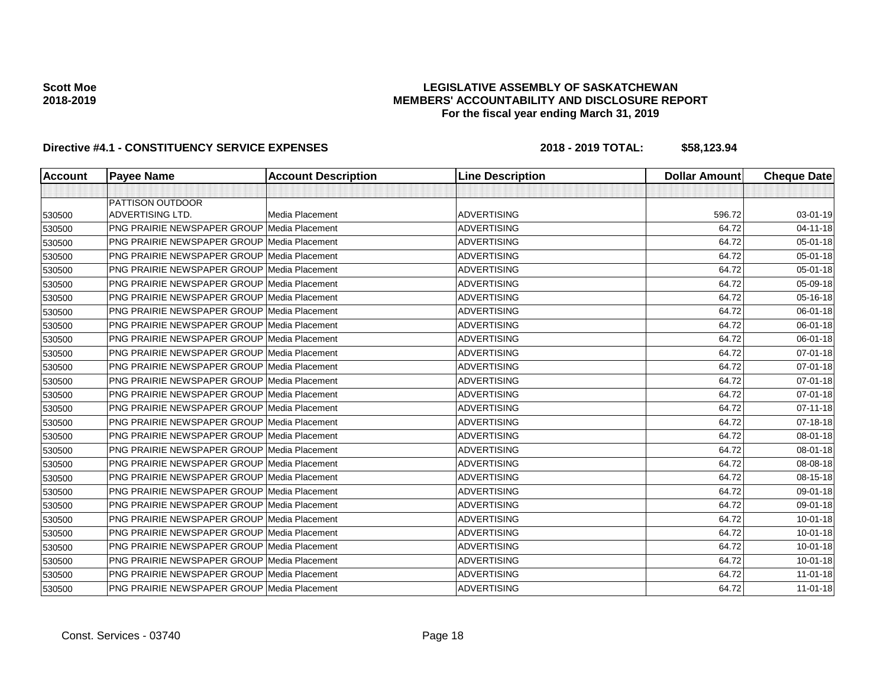**Scott Moe**
**2018-2019**

# LEGISLATIVE ASSEMBLY OF SASKATCHEWAN
## MEMBERS' ACCOUNTABILITY AND DISCLOSURE REPORT
### For the fiscal year ending March 31, 2019

**Directive #4.1 - CONSTITUENCY SERVICE EXPENSES** **2018 - 2019 TOTAL: $58,123.94**

| Account | Payee Name | Account Description | Line Description | Dollar Amount | Cheque Date |
|---|---|---|---|---|---|
| | | | | | |
| 530500 | PATTISON OUTDOOR ADVERTISING LTD. | Media Placement | ADVERTISING | 596.72 | 03-01-19 |
| 530500 | PNG PRAIRIE NEWSPAPER GROUP | Media Placement | ADVERTISING | 64.72 | 04-11-18 |
| 530500 | PNG PRAIRIE NEWSPAPER GROUP | Media Placement | ADVERTISING | 64.72 | 05-01-18 |
| 530500 | PNG PRAIRIE NEWSPAPER GROUP | Media Placement | ADVERTISING | 64.72 | 05-01-18 |
| 530500 | PNG PRAIRIE NEWSPAPER GROUP | Media Placement | ADVERTISING | 64.72 | 05-01-18 |
| 530500 | PNG PRAIRIE NEWSPAPER GROUP | Media Placement | ADVERTISING | 64.72 | 05-09-18 |
| 530500 | PNG PRAIRIE NEWSPAPER GROUP | Media Placement | ADVERTISING | 64.72 | 05-16-18 |
| 530500 | PNG PRAIRIE NEWSPAPER GROUP | Media Placement | ADVERTISING | 64.72 | 06-01-18 |
| 530500 | PNG PRAIRIE NEWSPAPER GROUP | Media Placement | ADVERTISING | 64.72 | 06-01-18 |
| 530500 | PNG PRAIRIE NEWSPAPER GROUP | Media Placement | ADVERTISING | 64.72 | 06-01-18 |
| 530500 | PNG PRAIRIE NEWSPAPER GROUP | Media Placement | ADVERTISING | 64.72 | 07-01-18 |
| 530500 | PNG PRAIRIE NEWSPAPER GROUP | Media Placement | ADVERTISING | 64.72 | 07-01-18 |
| 530500 | PNG PRAIRIE NEWSPAPER GROUP | Media Placement | ADVERTISING | 64.72 | 07-01-18 |
| 530500 | PNG PRAIRIE NEWSPAPER GROUP | Media Placement | ADVERTISING | 64.72 | 07-01-18 |
| 530500 | PNG PRAIRIE NEWSPAPER GROUP | Media Placement | ADVERTISING | 64.72 | 07-11-18 |
| 530500 | PNG PRAIRIE NEWSPAPER GROUP | Media Placement | ADVERTISING | 64.72 | 07-18-18 |
| 530500 | PNG PRAIRIE NEWSPAPER GROUP | Media Placement | ADVERTISING | 64.72 | 08-01-18 |
| 530500 | PNG PRAIRIE NEWSPAPER GROUP | Media Placement | ADVERTISING | 64.72 | 08-01-18 |
| 530500 | PNG PRAIRIE NEWSPAPER GROUP | Media Placement | ADVERTISING | 64.72 | 08-08-18 |
| 530500 | PNG PRAIRIE NEWSPAPER GROUP | Media Placement | ADVERTISING | 64.72 | 08-15-18 |
| 530500 | PNG PRAIRIE NEWSPAPER GROUP | Media Placement | ADVERTISING | 64.72 | 09-01-18 |
| 530500 | PNG PRAIRIE NEWSPAPER GROUP | Media Placement | ADVERTISING | 64.72 | 09-01-18 |
| 530500 | PNG PRAIRIE NEWSPAPER GROUP | Media Placement | ADVERTISING | 64.72 | 10-01-18 |
| 530500 | PNG PRAIRIE NEWSPAPER GROUP | Media Placement | ADVERTISING | 64.72 | 10-01-18 |
| 530500 | PNG PRAIRIE NEWSPAPER GROUP | Media Placement | ADVERTISING | 64.72 | 10-01-18 |
| 530500 | PNG PRAIRIE NEWSPAPER GROUP | Media Placement | ADVERTISING | 64.72 | 10-01-18 |
| 530500 | PNG PRAIRIE NEWSPAPER GROUP | Media Placement | ADVERTISING | 64.72 | 11-01-18 |
| 530500 | PNG PRAIRIE NEWSPAPER GROUP | Media Placement | ADVERTISING | 64.72 | 11-01-18 |

Const. Services - 03740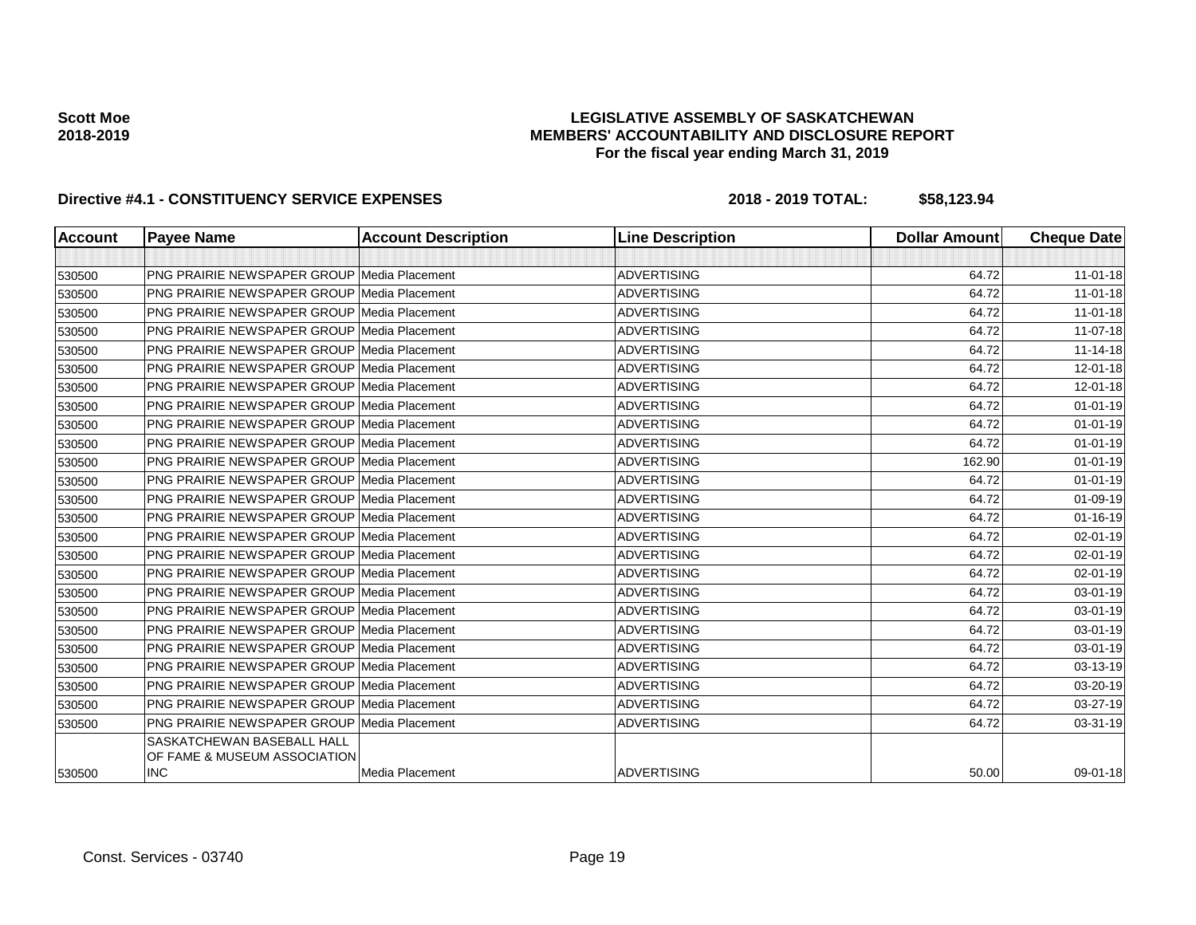Scott Moe
2018-2019

# LEGISLATIVE ASSEMBLY OF SASKATCHEWAN
## MEMBERS' ACCOUNTABILITY AND DISCLOSURE REPORT
### For the fiscal year ending March 31, 2019

**Directive #4.1 - CONSTITUENCY SERVICE EXPENSES** **2018 - 2019 TOTAL: $58,123.94**

| Account | Payee Name | Account Description | Line Description | Dollar Amount | Cheque Date |
|---|---|---|---|---|---|
| | | | | | |
| 530500 | PNG PRAIRIE NEWSPAPER GROUP | Media Placement | ADVERTISING | 64.72 | 11-01-18 |
| 530500 | PNG PRAIRIE NEWSPAPER GROUP | Media Placement | ADVERTISING | 64.72 | 11-01-18 |
| 530500 | PNG PRAIRIE NEWSPAPER GROUP | Media Placement | ADVERTISING | 64.72 | 11-01-18 |
| 530500 | PNG PRAIRIE NEWSPAPER GROUP | Media Placement | ADVERTISING | 64.72 | 11-07-18 |
| 530500 | PNG PRAIRIE NEWSPAPER GROUP | Media Placement | ADVERTISING | 64.72 | 11-14-18 |
| 530500 | PNG PRAIRIE NEWSPAPER GROUP | Media Placement | ADVERTISING | 64.72 | 12-01-18 |
| 530500 | PNG PRAIRIE NEWSPAPER GROUP | Media Placement | ADVERTISING | 64.72 | 12-01-18 |
| 530500 | PNG PRAIRIE NEWSPAPER GROUP | Media Placement | ADVERTISING | 64.72 | 01-01-19 |
| 530500 | PNG PRAIRIE NEWSPAPER GROUP | Media Placement | ADVERTISING | 64.72 | 01-01-19 |
| 530500 | PNG PRAIRIE NEWSPAPER GROUP | Media Placement | ADVERTISING | 64.72 | 01-01-19 |
| 530500 | PNG PRAIRIE NEWSPAPER GROUP | Media Placement | ADVERTISING | 162.90 | 01-01-19 |
| 530500 | PNG PRAIRIE NEWSPAPER GROUP | Media Placement | ADVERTISING | 64.72 | 01-01-19 |
| 530500 | PNG PRAIRIE NEWSPAPER GROUP | Media Placement | ADVERTISING | 64.72 | 01-09-19 |
| 530500 | PNG PRAIRIE NEWSPAPER GROUP | Media Placement | ADVERTISING | 64.72 | 01-16-19 |
| 530500 | PNG PRAIRIE NEWSPAPER GROUP | Media Placement | ADVERTISING | 64.72 | 02-01-19 |
| 530500 | PNG PRAIRIE NEWSPAPER GROUP | Media Placement | ADVERTISING | 64.72 | 02-01-19 |
| 530500 | PNG PRAIRIE NEWSPAPER GROUP | Media Placement | ADVERTISING | 64.72 | 02-01-19 |
| 530500 | PNG PRAIRIE NEWSPAPER GROUP | Media Placement | ADVERTISING | 64.72 | 03-01-19 |
| 530500 | PNG PRAIRIE NEWSPAPER GROUP | Media Placement | ADVERTISING | 64.72 | 03-01-19 |
| 530500 | PNG PRAIRIE NEWSPAPER GROUP | Media Placement | ADVERTISING | 64.72 | 03-01-19 |
| 530500 | PNG PRAIRIE NEWSPAPER GROUP | Media Placement | ADVERTISING | 64.72 | 03-01-19 |
| 530500 | PNG PRAIRIE NEWSPAPER GROUP | Media Placement | ADVERTISING | 64.72 | 03-13-19 |
| 530500 | PNG PRAIRIE NEWSPAPER GROUP | Media Placement | ADVERTISING | 64.72 | 03-20-19 |
| 530500 | PNG PRAIRIE NEWSPAPER GROUP | Media Placement | ADVERTISING | 64.72 | 03-27-19 |
| 530500 | PNG PRAIRIE NEWSPAPER GROUP | Media Placement | ADVERTISING | 64.72 | 03-31-19 |
| 530500 | SASKATCHEWAN BASEBALL HALL OF FAME & MUSEUM ASSOCIATION INC | Media Placement | ADVERTISING | 50.00 | 09-01-18 |

Const. Services - 03740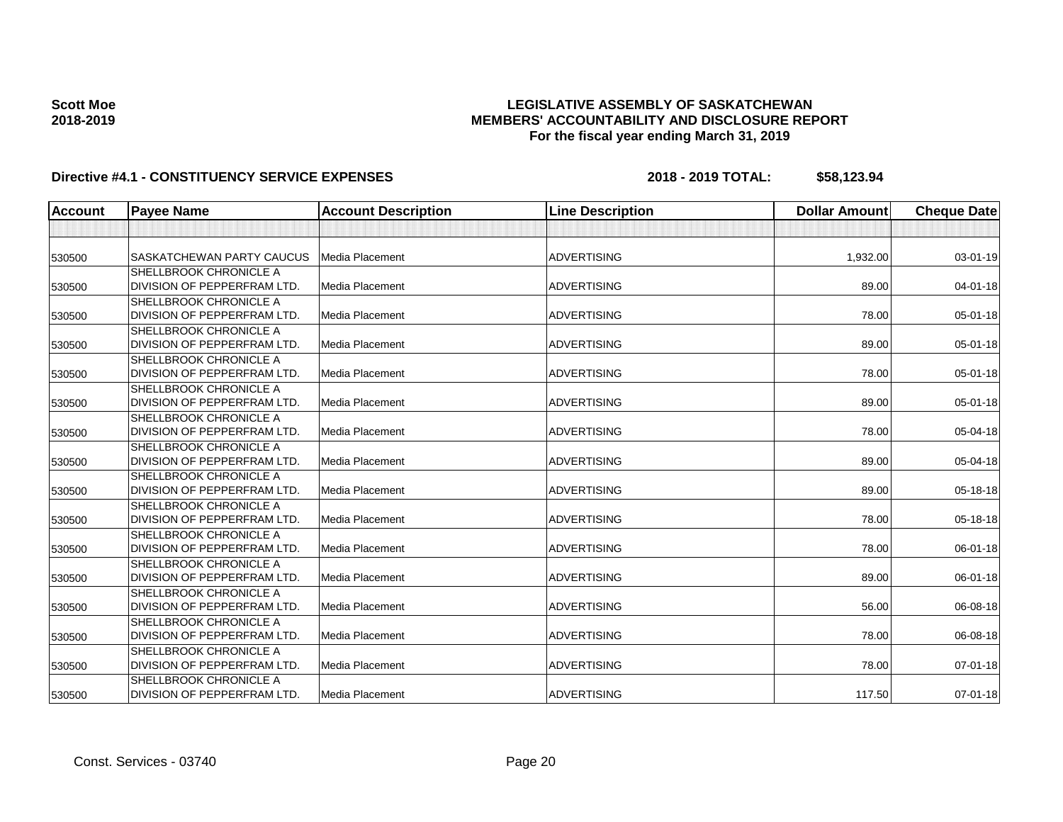**Scott Moe**
**2018-2019**

# LEGISLATIVE ASSEMBLY OF SASKATCHEWAN
## MEMBERS' ACCOUNTABILITY AND DISCLOSURE REPORT
### For the fiscal year ending March 31, 2019

**Directive #4.1 - CONSTITUENCY SERVICE EXPENSES** **2018 - 2019 TOTAL: $58,123.94**

| Account | Payee Name | Account Description | Line Description | Dollar Amount | Cheque Date |
|---|---|---|---|---|---|
| | | | | | |
| 530500 | SASKATCHEWAN PARTY CAUCUS | Media Placement | ADVERTISING | 1,932.00 | 03-01-19 |
| 530500 | SHELLBROOK CHRONICLE A DIVISION OF PEPPERFRAM LTD. | Media Placement | ADVERTISING | 89.00 | 04-01-18 |
| 530500 | SHELLBROOK CHRONICLE A DIVISION OF PEPPERFRAM LTD. | Media Placement | ADVERTISING | 78.00 | 05-01-18 |
| 530500 | SHELLBROOK CHRONICLE A DIVISION OF PEPPERFRAM LTD. | Media Placement | ADVERTISING | 89.00 | 05-01-18 |
| 530500 | SHELLBROOK CHRONICLE A DIVISION OF PEPPERFRAM LTD. | Media Placement | ADVERTISING | 78.00 | 05-01-18 |
| 530500 | SHELLBROOK CHRONICLE A DIVISION OF PEPPERFRAM LTD. | Media Placement | ADVERTISING | 89.00 | 05-01-18 |
| 530500 | SHELLBROOK CHRONICLE A DIVISION OF PEPPERFRAM LTD. | Media Placement | ADVERTISING | 78.00 | 05-04-18 |
| 530500 | SHELLBROOK CHRONICLE A DIVISION OF PEPPERFRAM LTD. | Media Placement | ADVERTISING | 89.00 | 05-04-18 |
| 530500 | SHELLBROOK CHRONICLE A DIVISION OF PEPPERFRAM LTD. | Media Placement | ADVERTISING | 89.00 | 05-18-18 |
| 530500 | SHELLBROOK CHRONICLE A DIVISION OF PEPPERFRAM LTD. | Media Placement | ADVERTISING | 78.00 | 05-18-18 |
| 530500 | SHELLBROOK CHRONICLE A DIVISION OF PEPPERFRAM LTD. | Media Placement | ADVERTISING | 78.00 | 06-01-18 |
| 530500 | SHELLBROOK CHRONICLE A DIVISION OF PEPPERFRAM LTD. | Media Placement | ADVERTISING | 89.00 | 06-01-18 |
| 530500 | SHELLBROOK CHRONICLE A DIVISION OF PEPPERFRAM LTD. | Media Placement | ADVERTISING | 56.00 | 06-08-18 |
| 530500 | SHELLBROOK CHRONICLE A DIVISION OF PEPPERFRAM LTD. | Media Placement | ADVERTISING | 78.00 | 06-08-18 |
| 530500 | SHELLBROOK CHRONICLE A DIVISION OF PEPPERFRAM LTD. | Media Placement | ADVERTISING | 78.00 | 07-01-18 |
| 530500 | SHELLBROOK CHRONICLE A DIVISION OF PEPPERFRAM LTD. | Media Placement | ADVERTISING | 117.50 | 07-01-18 |

Const. Services - 03740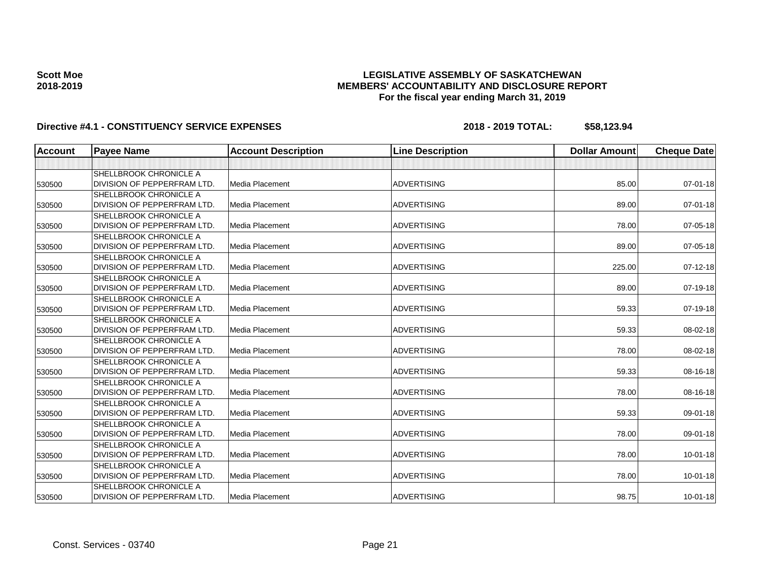**Scott Moe**
**2018-2019**

# LEGISLATIVE ASSEMBLY OF SASKATCHEWAN
## MEMBERS' ACCOUNTABILITY AND DISCLOSURE REPORT
### For the fiscal year ending March 31, 2019

**Directive #4.1 - CONSTITUENCY SERVICE EXPENSES** **2018 - 2019 TOTAL: $58,123.94**

| Account | Payee Name | Account Description | Line Description | Dollar Amount | Cheque Date |
|---|---|---|---|---|---|
| | | | | | |
| 530500 | SHELLBROOK CHRONICLE A DIVISION OF PEPPERFRAM LTD. | Media Placement | ADVERTISING | 85.00 | 07-01-18 |
| 530500 | SHELLBROOK CHRONICLE A DIVISION OF PEPPERFRAM LTD. | Media Placement | ADVERTISING | 89.00 | 07-01-18 |
| 530500 | SHELLBROOK CHRONICLE A DIVISION OF PEPPERFRAM LTD. | Media Placement | ADVERTISING | 78.00 | 07-05-18 |
| 530500 | SHELLBROOK CHRONICLE A DIVISION OF PEPPERFRAM LTD. | Media Placement | ADVERTISING | 89.00 | 07-05-18 |
| 530500 | SHELLBROOK CHRONICLE A DIVISION OF PEPPERFRAM LTD. | Media Placement | ADVERTISING | 225.00 | 07-12-18 |
| 530500 | SHELLBROOK CHRONICLE A DIVISION OF PEPPERFRAM LTD. | Media Placement | ADVERTISING | 89.00 | 07-19-18 |
| 530500 | SHELLBROOK CHRONICLE A DIVISION OF PEPPERFRAM LTD. | Media Placement | ADVERTISING | 59.33 | 07-19-18 |
| 530500 | SHELLBROOK CHRONICLE A DIVISION OF PEPPERFRAM LTD. | Media Placement | ADVERTISING | 59.33 | 08-02-18 |
| 530500 | SHELLBROOK CHRONICLE A DIVISION OF PEPPERFRAM LTD. | Media Placement | ADVERTISING | 78.00 | 08-02-18 |
| 530500 | SHELLBROOK CHRONICLE A DIVISION OF PEPPERFRAM LTD. | Media Placement | ADVERTISING | 59.33 | 08-16-18 |
| 530500 | SHELLBROOK CHRONICLE A DIVISION OF PEPPERFRAM LTD. | Media Placement | ADVERTISING | 78.00 | 08-16-18 |
| 530500 | SHELLBROOK CHRONICLE A DIVISION OF PEPPERFRAM LTD. | Media Placement | ADVERTISING | 59.33 | 09-01-18 |
| 530500 | SHELLBROOK CHRONICLE A DIVISION OF PEPPERFRAM LTD. | Media Placement | ADVERTISING | 78.00 | 09-01-18 |
| 530500 | SHELLBROOK CHRONICLE A DIVISION OF PEPPERFRAM LTD. | Media Placement | ADVERTISING | 78.00 | 10-01-18 |
| 530500 | SHELLBROOK CHRONICLE A DIVISION OF PEPPERFRAM LTD. | Media Placement | ADVERTISING | 78.00 | 10-01-18 |
| 530500 | SHELLBROOK CHRONICLE A DIVISION OF PEPPERFRAM LTD. | Media Placement | ADVERTISING | 98.75 | 10-01-18 |

Const. Services - 03740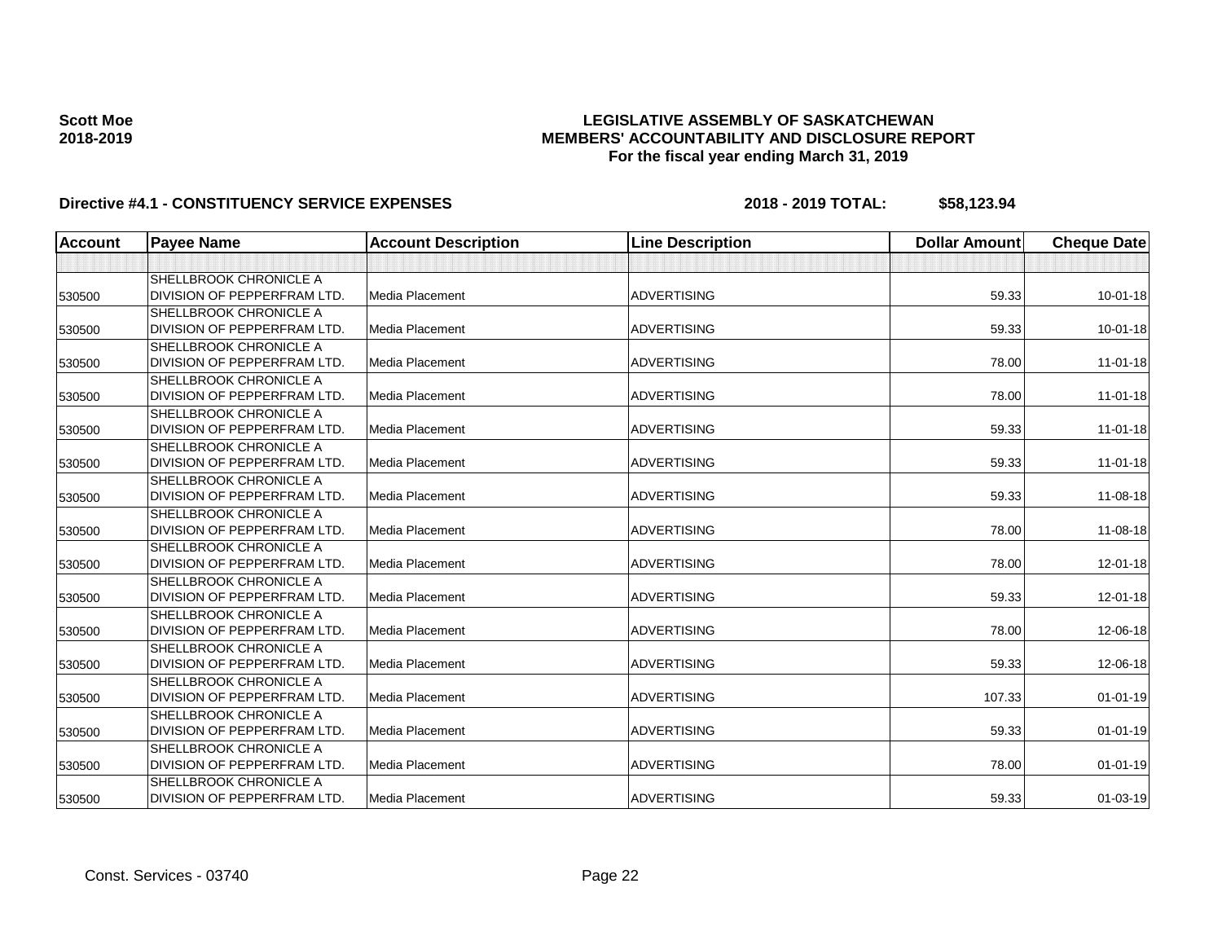Scott Moe
2018-2019

**LEGISLATIVE ASSEMBLY OF SASKATCHEWAN**
**MEMBERS' ACCOUNTABILITY AND DISCLOSURE REPORT**
**For the fiscal year ending March 31, 2019**

**Directive #4.1 - CONSTITUENCY SERVICE EXPENSES** **2018 - 2019 TOTAL: $58,123.94**

| Account | Payee Name | Account Description | Line Description | Dollar Amount | Cheque Date |
|---|---|---|---|---|---|
| | | | | | |
| 530500 | SHELLBROOK CHRONICLE A DIVISION OF PEPPERFRAM LTD. | Media Placement | ADVERTISING | 59.33 | 10-01-18 |
| 530500 | SHELLBROOK CHRONICLE A DIVISION OF PEPPERFRAM LTD. | Media Placement | ADVERTISING | 59.33 | 10-01-18 |
| 530500 | SHELLBROOK CHRONICLE A DIVISION OF PEPPERFRAM LTD. | Media Placement | ADVERTISING | 78.00 | 11-01-18 |
| 530500 | SHELLBROOK CHRONICLE A DIVISION OF PEPPERFRAM LTD. | Media Placement | ADVERTISING | 78.00 | 11-01-18 |
| 530500 | SHELLBROOK CHRONICLE A DIVISION OF PEPPERFRAM LTD. | Media Placement | ADVERTISING | 59.33 | 11-01-18 |
| 530500 | SHELLBROOK CHRONICLE A DIVISION OF PEPPERFRAM LTD. | Media Placement | ADVERTISING | 59.33 | 11-01-18 |
| 530500 | SHELLBROOK CHRONICLE A DIVISION OF PEPPERFRAM LTD. | Media Placement | ADVERTISING | 59.33 | 11-08-18 |
| 530500 | SHELLBROOK CHRONICLE A DIVISION OF PEPPERFRAM LTD. | Media Placement | ADVERTISING | 78.00 | 11-08-18 |
| 530500 | SHELLBROOK CHRONICLE A DIVISION OF PEPPERFRAM LTD. | Media Placement | ADVERTISING | 78.00 | 12-01-18 |
| 530500 | SHELLBROOK CHRONICLE A DIVISION OF PEPPERFRAM LTD. | Media Placement | ADVERTISING | 59.33 | 12-01-18 |
| 530500 | SHELLBROOK CHRONICLE A DIVISION OF PEPPERFRAM LTD. | Media Placement | ADVERTISING | 78.00 | 12-06-18 |
| 530500 | SHELLBROOK CHRONICLE A DIVISION OF PEPPERFRAM LTD. | Media Placement | ADVERTISING | 59.33 | 12-06-18 |
| 530500 | SHELLBROOK CHRONICLE A DIVISION OF PEPPERFRAM LTD. | Media Placement | ADVERTISING | 107.33 | 01-01-19 |
| 530500 | SHELLBROOK CHRONICLE A DIVISION OF PEPPERFRAM LTD. | Media Placement | ADVERTISING | 59.33 | 01-01-19 |
| 530500 | SHELLBROOK CHRONICLE A DIVISION OF PEPPERFRAM LTD. | Media Placement | ADVERTISING | 78.00 | 01-01-19 |
| 530500 | SHELLBROOK CHRONICLE A DIVISION OF PEPPERFRAM LTD. | Media Placement | ADVERTISING | 59.33 | 01-03-19 |

Const. Services - 03740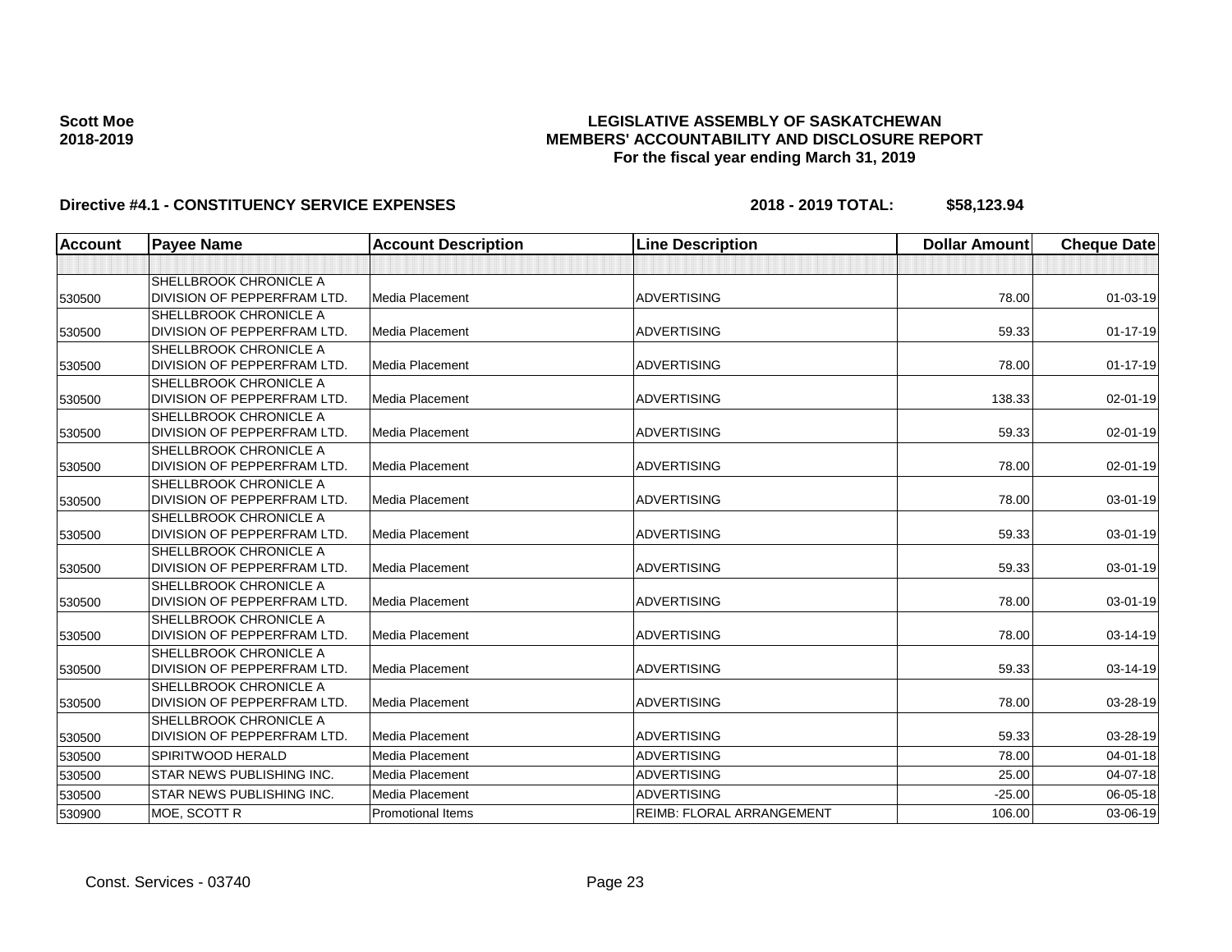**Scott Moe**
**2018-2019**

# LEGISLATIVE ASSEMBLY OF SASKATCHEWAN
## MEMBERS' ACCOUNTABILITY AND DISCLOSURE REPORT
### For the fiscal year ending March 31, 2019

**Directive #4.1 - CONSTITUENCY SERVICE EXPENSES** **2018 - 2019 TOTAL: $58,123.94**

| Account | Payee Name | Account Description | Line Description | Dollar Amount | Cheque Date |
|---|---|---|---|---|---|
| | | | | | |
| 530500 | SHELLBROOK CHRONICLE A DIVISION OF PEPPERFRAM LTD. | Media Placement | ADVERTISING | 78.00 | 01-03-19 |
| 530500 | SHELLBROOK CHRONICLE A DIVISION OF PEPPERFRAM LTD. | Media Placement | ADVERTISING | 59.33 | 01-17-19 |
| 530500 | SHELLBROOK CHRONICLE A DIVISION OF PEPPERFRAM LTD. | Media Placement | ADVERTISING | 78.00 | 01-17-19 |
| 530500 | SHELLBROOK CHRONICLE A DIVISION OF PEPPERFRAM LTD. | Media Placement | ADVERTISING | 138.33 | 02-01-19 |
| 530500 | SHELLBROOK CHRONICLE A DIVISION OF PEPPERFRAM LTD. | Media Placement | ADVERTISING | 59.33 | 02-01-19 |
| 530500 | SHELLBROOK CHRONICLE A DIVISION OF PEPPERFRAM LTD. | Media Placement | ADVERTISING | 78.00 | 02-01-19 |
| 530500 | SHELLBROOK CHRONICLE A DIVISION OF PEPPERFRAM LTD. | Media Placement | ADVERTISING | 78.00 | 03-01-19 |
| 530500 | SHELLBROOK CHRONICLE A DIVISION OF PEPPERFRAM LTD. | Media Placement | ADVERTISING | 59.33 | 03-01-19 |
| 530500 | SHELLBROOK CHRONICLE A DIVISION OF PEPPERFRAM LTD. | Media Placement | ADVERTISING | 59.33 | 03-01-19 |
| 530500 | SHELLBROOK CHRONICLE A DIVISION OF PEPPERFRAM LTD. | Media Placement | ADVERTISING | 78.00 | 03-01-19 |
| 530500 | SHELLBROOK CHRONICLE A DIVISION OF PEPPERFRAM LTD. | Media Placement | ADVERTISING | 78.00 | 03-14-19 |
| 530500 | SHELLBROOK CHRONICLE A DIVISION OF PEPPERFRAM LTD. | Media Placement | ADVERTISING | 59.33 | 03-14-19 |
| 530500 | SHELLBROOK CHRONICLE A DIVISION OF PEPPERFRAM LTD. | Media Placement | ADVERTISING | 78.00 | 03-28-19 |
| 530500 | SHELLBROOK CHRONICLE A DIVISION OF PEPPERFRAM LTD. | Media Placement | ADVERTISING | 59.33 | 03-28-19 |
| 530500 | SPIRITWOOD HERALD | Media Placement | ADVERTISING | 78.00 | 04-01-18 |
| 530500 | STAR NEWS PUBLISHING INC. | Media Placement | ADVERTISING | 25.00 | 04-07-18 |
| 530500 | STAR NEWS PUBLISHING INC. | Media Placement | ADVERTISING | -25.00 | 06-05-18 |
| 530900 | MOE, SCOTT R | Promotional Items | REIMB: FLORAL ARRANGEMENT | 106.00 | 03-06-19 |

Const. Services - 03740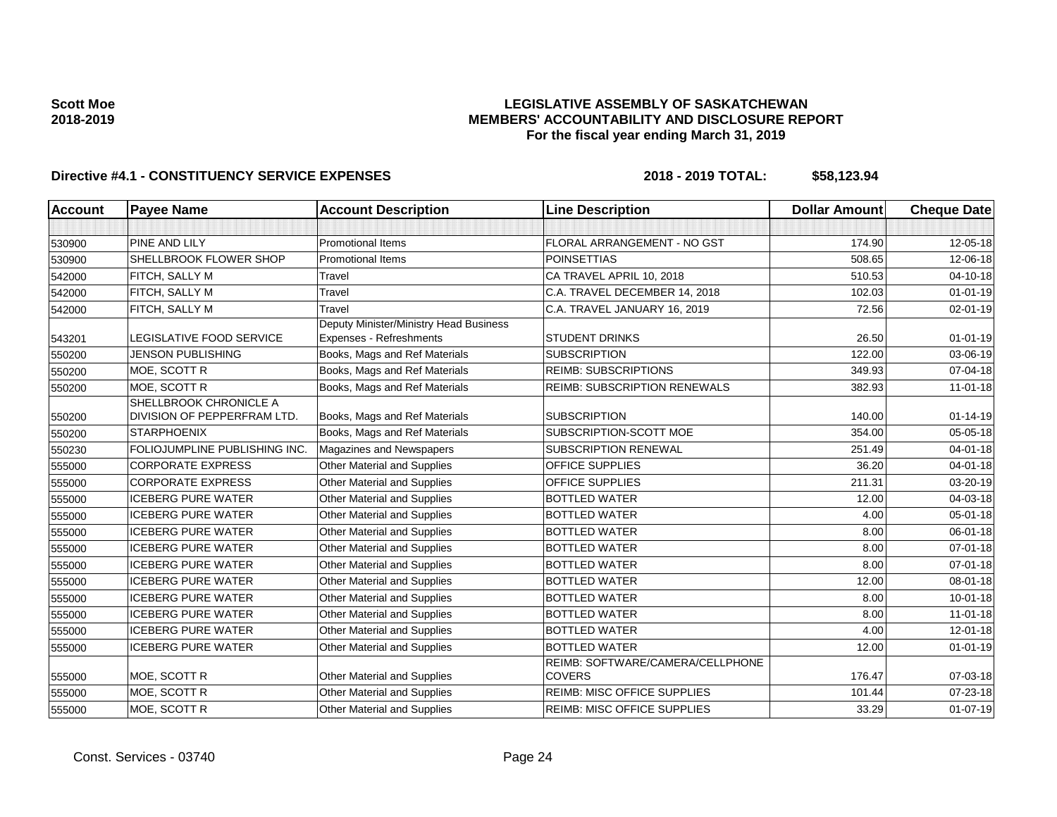**Scott Moe**
**2018-2019**

# LEGISLATIVE ASSEMBLY OF SASKATCHEWAN
## MEMBERS' ACCOUNTABILITY AND DISCLOSURE REPORT
### For the fiscal year ending March 31, 2019

**Directive #4.1 - CONSTITUENCY SERVICE EXPENSES** **2018 - 2019 TOTAL: $58,123.94**

| Account | Payee Name | Account Description | Line Description | Dollar Amount | Cheque Date |
|---|---|---|---|---|---|
| | | | | | |
| 530900 | PINE AND LILY | Promotional Items | FLORAL ARRANGEMENT - NO GST | 174.90 | 12-05-18 |
| 530900 | SHELLBROOK FLOWER SHOP | Promotional Items | POINSETTIAS | 508.65 | 12-06-18 |
| 542000 | FITCH, SALLY M | Travel | CA TRAVEL APRIL 10, 2018 | 510.53 | 04-10-18 |
| 542000 | FITCH, SALLY M | Travel | C.A. TRAVEL DECEMBER 14, 2018 | 102.03 | 01-01-19 |
| 542000 | FITCH, SALLY M | Travel | C.A. TRAVEL JANUARY 16, 2019 | 72.56 | 02-01-19 |
| 543201 | LEGISLATIVE FOOD SERVICE | Deputy Minister/Ministry Head Business Expenses - Refreshments | STUDENT DRINKS | 26.50 | 01-01-19 |
| 550200 | JENSON PUBLISHING | Books, Mags and Ref Materials | SUBSCRIPTION | 122.00 | 03-06-19 |
| 550200 | MOE, SCOTT R | Books, Mags and Ref Materials | REIMB: SUBSCRIPTIONS | 349.93 | 07-04-18 |
| 550200 | MOE, SCOTT R | Books, Mags and Ref Materials | REIMB: SUBSCRIPTION RENEWALS | 382.93 | 11-01-18 |
| 550200 | SHELLBROOK CHRONICLE A DIVISION OF PEPPERFRAM LTD. | Books, Mags and Ref Materials | SUBSCRIPTION | 140.00 | 01-14-19 |
| 550200 | STARPHOENIX | Books, Mags and Ref Materials | SUBSCRIPTION-SCOTT MOE | 354.00 | 05-05-18 |
| 550230 | FOLIOJUMPLINE PUBLISHING INC. | Magazines and Newspapers | SUBSCRIPTION RENEWAL | 251.49 | 04-01-18 |
| 555000 | CORPORATE EXPRESS | Other Material and Supplies | OFFICE SUPPLIES | 36.20 | 04-01-18 |
| 555000 | CORPORATE EXPRESS | Other Material and Supplies | OFFICE SUPPLIES | 211.31 | 03-20-19 |
| 555000 | ICEBERG PURE WATER | Other Material and Supplies | BOTTLED WATER | 12.00 | 04-03-18 |
| 555000 | ICEBERG PURE WATER | Other Material and Supplies | BOTTLED WATER | 4.00 | 05-01-18 |
| 555000 | ICEBERG PURE WATER | Other Material and Supplies | BOTTLED WATER | 8.00 | 06-01-18 |
| 555000 | ICEBERG PURE WATER | Other Material and Supplies | BOTTLED WATER | 8.00 | 07-01-18 |
| 555000 | ICEBERG PURE WATER | Other Material and Supplies | BOTTLED WATER | 8.00 | 07-01-18 |
| 555000 | ICEBERG PURE WATER | Other Material and Supplies | BOTTLED WATER | 12.00 | 08-01-18 |
| 555000 | ICEBERG PURE WATER | Other Material and Supplies | BOTTLED WATER | 8.00 | 10-01-18 |
| 555000 | ICEBERG PURE WATER | Other Material and Supplies | BOTTLED WATER | 8.00 | 11-01-18 |
| 555000 | ICEBERG PURE WATER | Other Material and Supplies | BOTTLED WATER | 4.00 | 12-01-18 |
| 555000 | ICEBERG PURE WATER | Other Material and Supplies | BOTTLED WATER | 12.00 | 01-01-19 |
| 555000 | MOE, SCOTT R | Other Material and Supplies | REIMB: SOFTWARE/CAMERA/CELLPHONE COVERS | 176.47 | 07-03-18 |
| 555000 | MOE, SCOTT R | Other Material and Supplies | REIMB: MISC OFFICE SUPPLIES | 101.44 | 07-23-18 |
| 555000 | MOE, SCOTT R | Other Material and Supplies | REIMB: MISC OFFICE SUPPLIES | 33.29 | 01-07-19 |

Const. Services - 03740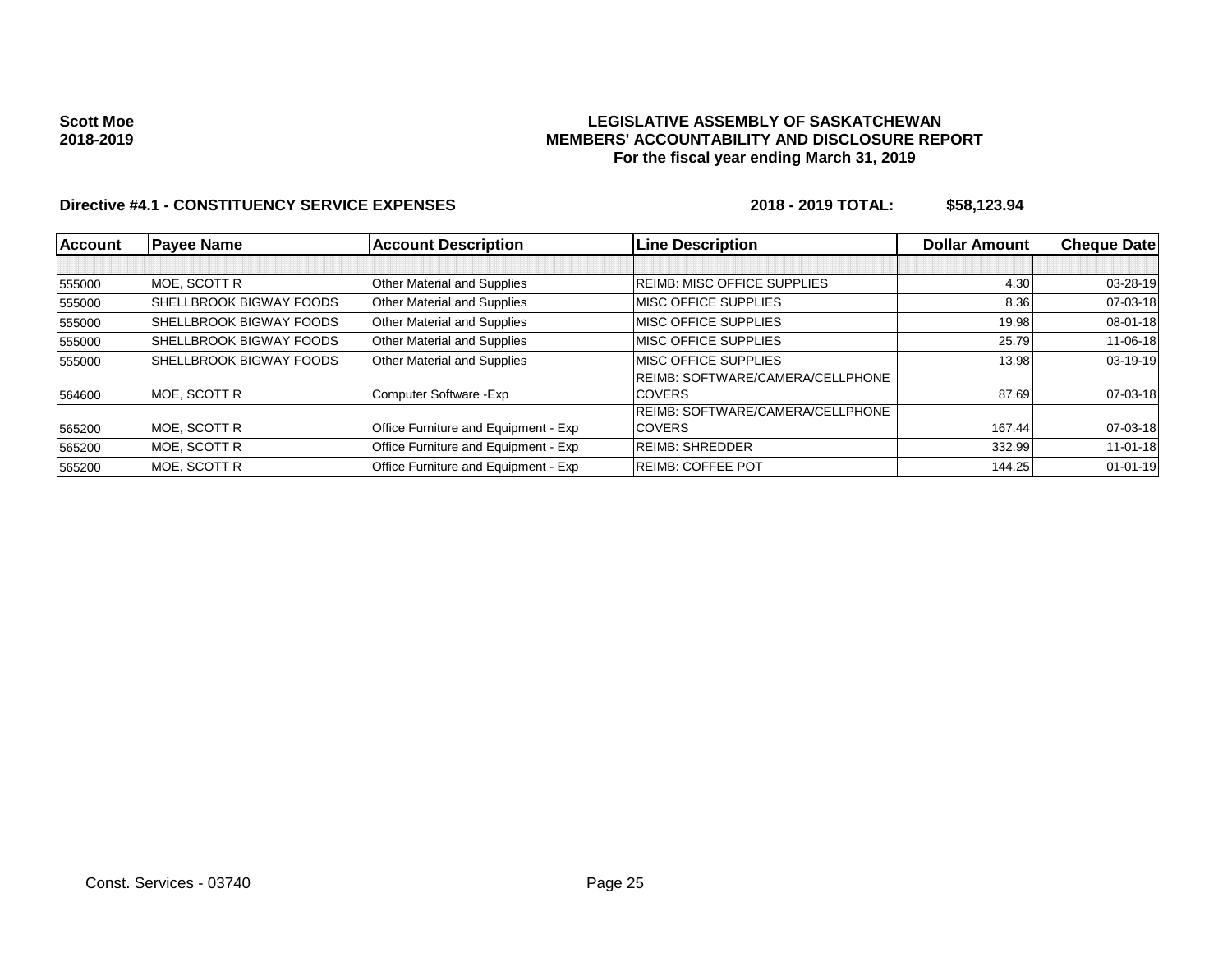**Scott Moe**
**2018-2019**

**LEGISLATIVE ASSEMBLY OF SASKATCHEWAN**
**MEMBERS' ACCOUNTABILITY AND DISCLOSURE REPORT**
**For the fiscal year ending March 31, 2019**

**Directive #4.1 - CONSTITUENCY SERVICE EXPENSES** **2018 - 2019 TOTAL: $58,123.94**

| Account | Payee Name | Account Description | Line Description | Dollar Amount | Cheque Date |
|---|---|---|---|---|---|
| | | | | | |
| 555000 | MOE, SCOTT R | Other Material and Supplies | REIMB: MISC OFFICE SUPPLIES | 4.30 | 03-28-19 |
| 555000 | SHELLBROOK BIGWAY FOODS | Other Material and Supplies | MISC OFFICE SUPPLIES | 8.36 | 07-03-18 |
| 555000 | SHELLBROOK BIGWAY FOODS | Other Material and Supplies | MISC OFFICE SUPPLIES | 19.98 | 08-01-18 |
| 555000 | SHELLBROOK BIGWAY FOODS | Other Material and Supplies | MISC OFFICE SUPPLIES | 25.79 | 11-06-18 |
| 555000 | SHELLBROOK BIGWAY FOODS | Other Material and Supplies | MISC OFFICE SUPPLIES | 13.98 | 03-19-19 |
| 564600 | MOE, SCOTT R | Computer Software -Exp | REIMB: SOFTWARE/CAMERA/CELLPHONE COVERS | 87.69 | 07-03-18 |
| 565200 | MOE, SCOTT R | Office Furniture and Equipment - Exp | REIMB: SOFTWARE/CAMERA/CELLPHONE COVERS | 167.44 | 07-03-18 |
| 565200 | MOE, SCOTT R | Office Furniture and Equipment - Exp | REIMB: SHREDDER | 332.99 | 11-01-18 |
| 565200 | MOE, SCOTT R | Office Furniture and Equipment - Exp | REIMB: COFFEE POT | 144.25 | 01-01-19 |

Const. Services - 03740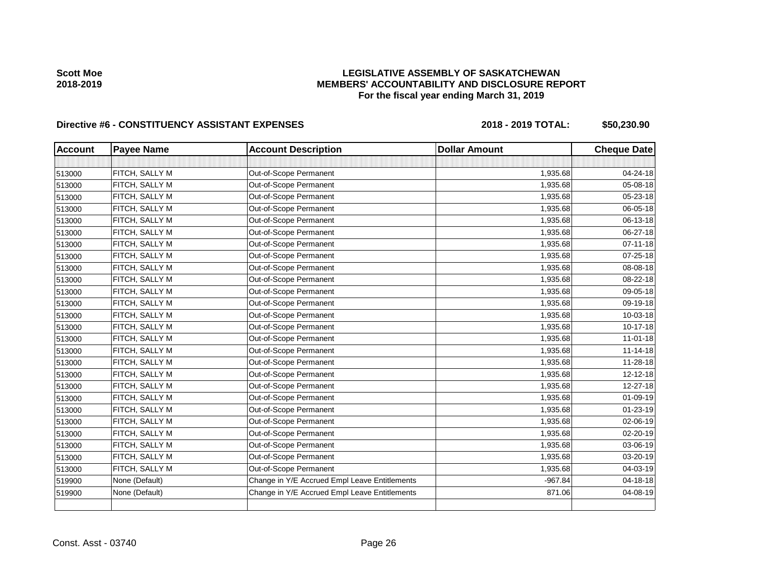**Scott Moe**
**2018-2019**

**LEGISLATIVE ASSEMBLY OF SASKATCHEWAN**
**MEMBERS' ACCOUNTABILITY AND DISCLOSURE REPORT**
**For the fiscal year ending March 31, 2019**

**Directive #6 - CONSTITUENCY ASSISTANT EXPENSES** **2018 - 2019 TOTAL: $50,230.90**

| Account | Payee Name | Account Description | Dollar Amount | Cheque Date |
|---|---|---|---|---|
| | | | | |
| 513000 | FITCH, SALLY M | Out-of-Scope Permanent | 1,935.68 | 04-24-18 |
| 513000 | FITCH, SALLY M | Out-of-Scope Permanent | 1,935.68 | 05-08-18 |
| 513000 | FITCH, SALLY M | Out-of-Scope Permanent | 1,935.68 | 05-23-18 |
| 513000 | FITCH, SALLY M | Out-of-Scope Permanent | 1,935.68 | 06-05-18 |
| 513000 | FITCH, SALLY M | Out-of-Scope Permanent | 1,935.68 | 06-13-18 |
| 513000 | FITCH, SALLY M | Out-of-Scope Permanent | 1,935.68 | 06-27-18 |
| 513000 | FITCH, SALLY M | Out-of-Scope Permanent | 1,935.68 | 07-11-18 |
| 513000 | FITCH, SALLY M | Out-of-Scope Permanent | 1,935.68 | 07-25-18 |
| 513000 | FITCH, SALLY M | Out-of-Scope Permanent | 1,935.68 | 08-08-18 |
| 513000 | FITCH, SALLY M | Out-of-Scope Permanent | 1,935.68 | 08-22-18 |
| 513000 | FITCH, SALLY M | Out-of-Scope Permanent | 1,935.68 | 09-05-18 |
| 513000 | FITCH, SALLY M | Out-of-Scope Permanent | 1,935.68 | 09-19-18 |
| 513000 | FITCH, SALLY M | Out-of-Scope Permanent | 1,935.68 | 10-03-18 |
| 513000 | FITCH, SALLY M | Out-of-Scope Permanent | 1,935.68 | 10-17-18 |
| 513000 | FITCH, SALLY M | Out-of-Scope Permanent | 1,935.68 | 11-01-18 |
| 513000 | FITCH, SALLY M | Out-of-Scope Permanent | 1,935.68 | 11-14-18 |
| 513000 | FITCH, SALLY M | Out-of-Scope Permanent | 1,935.68 | 11-28-18 |
| 513000 | FITCH, SALLY M | Out-of-Scope Permanent | 1,935.68 | 12-12-18 |
| 513000 | FITCH, SALLY M | Out-of-Scope Permanent | 1,935.68 | 12-27-18 |
| 513000 | FITCH, SALLY M | Out-of-Scope Permanent | 1,935.68 | 01-09-19 |
| 513000 | FITCH, SALLY M | Out-of-Scope Permanent | 1,935.68 | 01-23-19 |
| 513000 | FITCH, SALLY M | Out-of-Scope Permanent | 1,935.68 | 02-06-19 |
| 513000 | FITCH, SALLY M | Out-of-Scope Permanent | 1,935.68 | 02-20-19 |
| 513000 | FITCH, SALLY M | Out-of-Scope Permanent | 1,935.68 | 03-06-19 |
| 513000 | FITCH, SALLY M | Out-of-Scope Permanent | 1,935.68 | 03-20-19 |
| 513000 | FITCH, SALLY M | Out-of-Scope Permanent | 1,935.68 | 04-03-19 |
| 519900 | None (Default) | Change in Y/E Accrued Empl Leave Entitlements | -967.84 | 04-18-18 |
| 519900 | None (Default) | Change in Y/E Accrued Empl Leave Entitlements | 871.06 | 04-08-19 |
| | | | | |

Const. Asst - 03740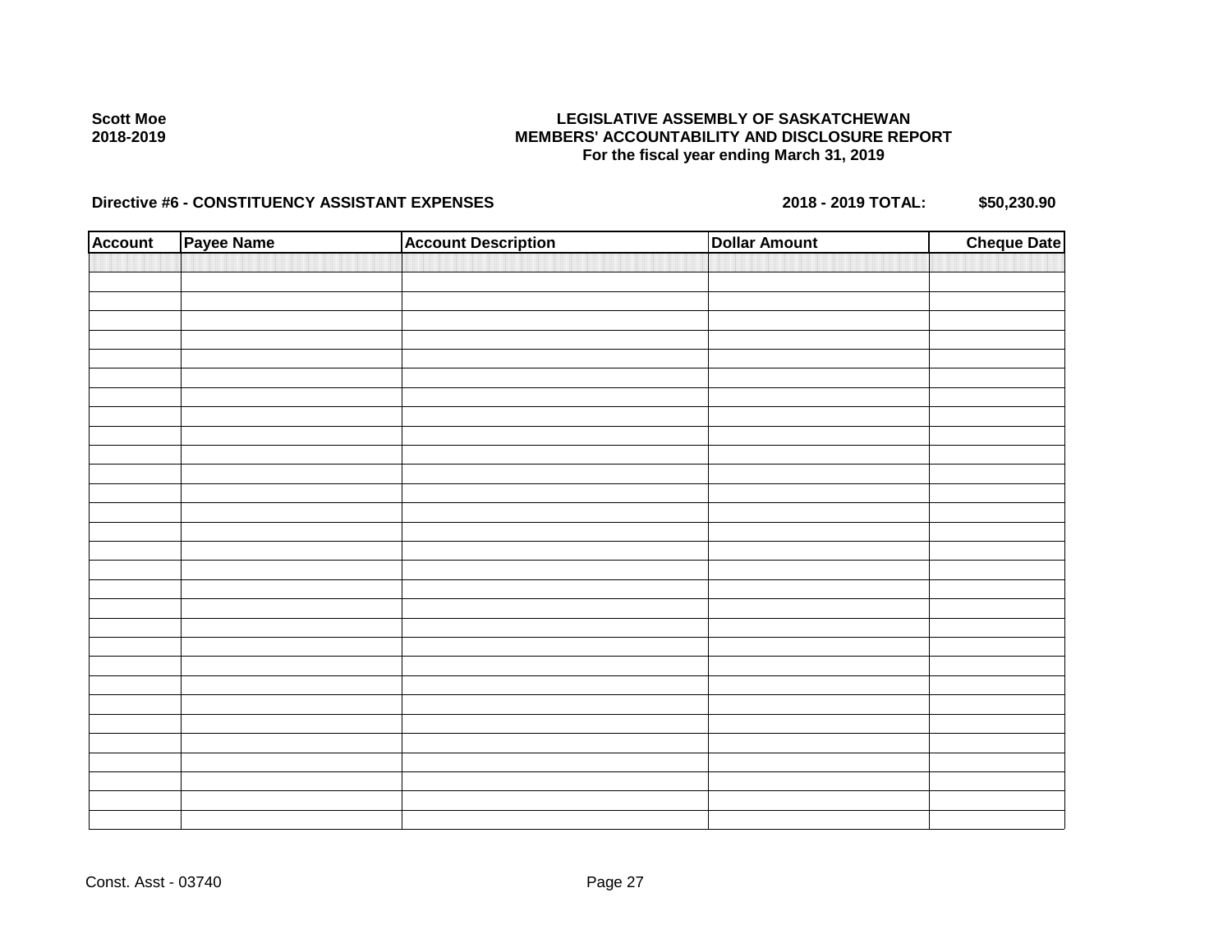**Scott Moe**
**2018-2019**

**LEGISLATIVE ASSEMBLY OF SASKATCHEWAN**
**MEMBERS' ACCOUNTABILITY AND DISCLOSURE REPORT**
**For the fiscal year ending March 31, 2019**

**Directive #6 - CONSTITUENCY ASSISTANT EXPENSES** **2018 - 2019 TOTAL: $50,230.90**

| Account | Payee Name | Account Description | Dollar Amount | Cheque Date |
|---|---|---|---|---|
| | | | | |

Const. Asst - 03740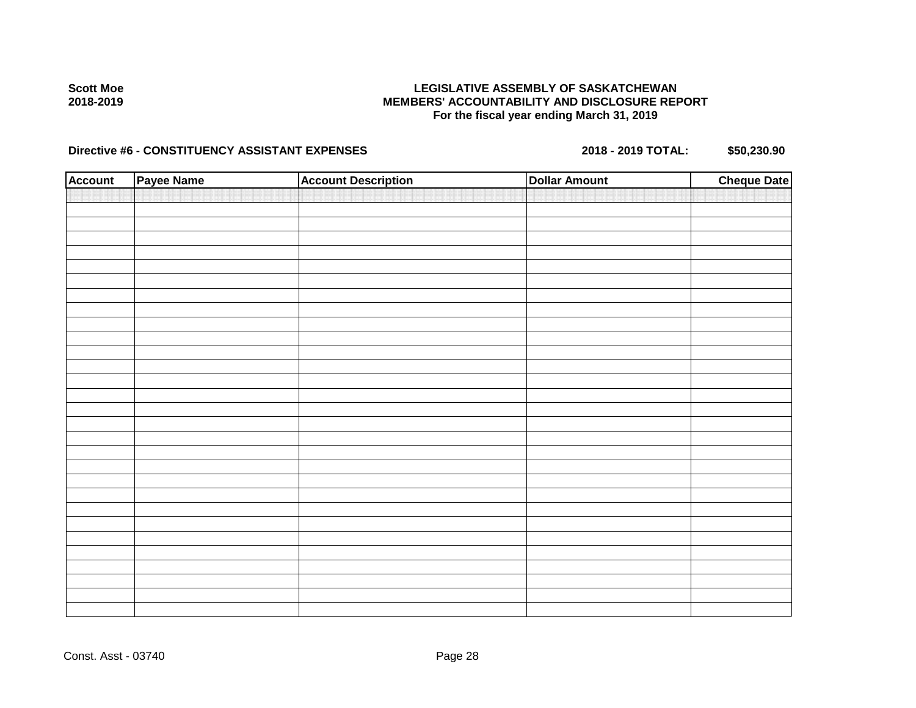**Scott Moe**
**2018-2019**

# LEGISLATIVE ASSEMBLY OF SASKATCHEWAN
## MEMBERS' ACCOUNTABILITY AND DISCLOSURE REPORT
### For the fiscal year ending March 31, 2019

**Directive #6 - CONSTITUENCY ASSISTANT EXPENSES** **2018 - 2019 TOTAL: $50,230.90**

| Account | Payee Name | Account Description | Dollar Amount | Cheque Date |
|---|---|---|---|---|
| | | | | |

Const. Asst - 03740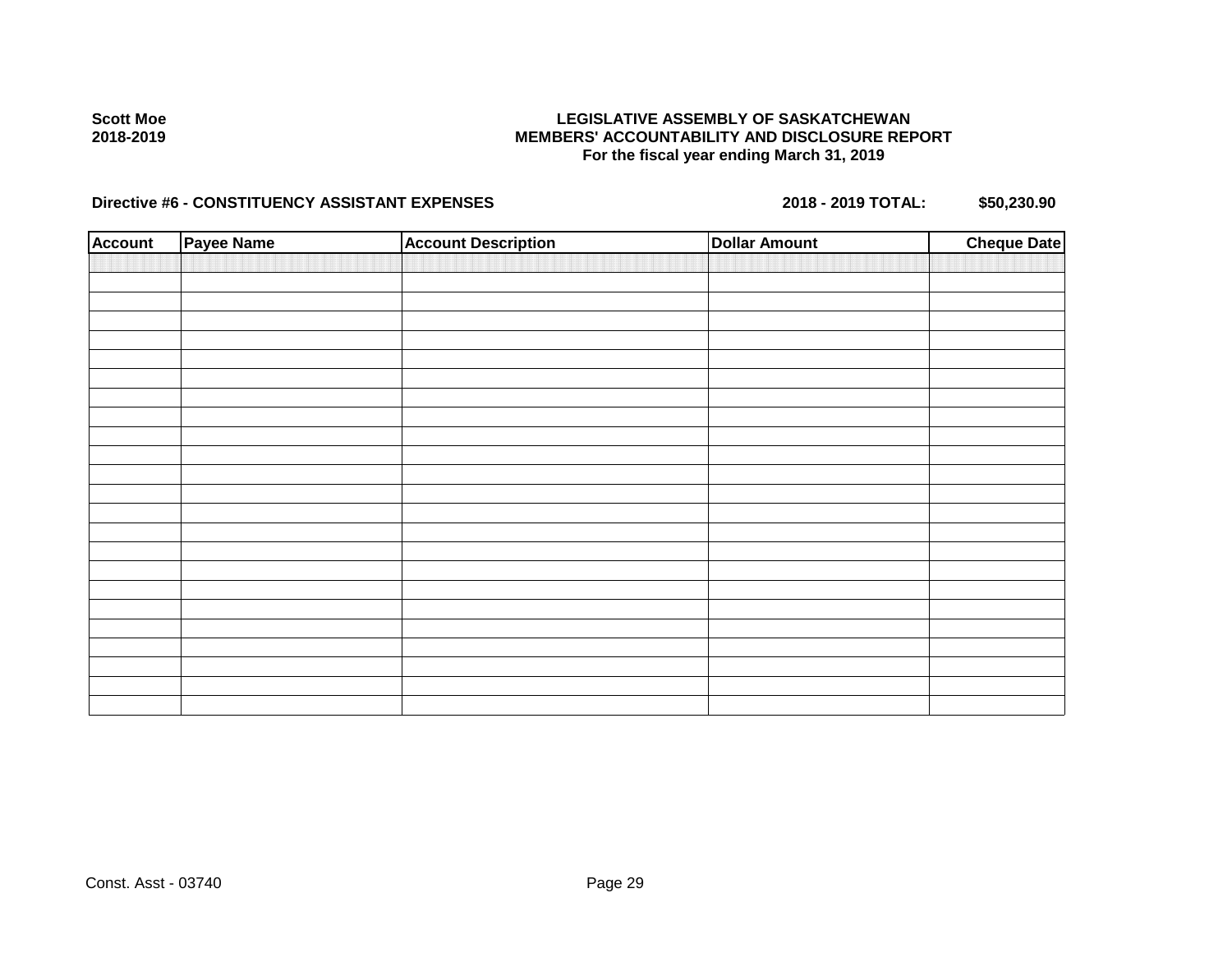**Scott Moe**
**2018-2019**

**LEGISLATIVE ASSEMBLY OF SASKATCHEWAN**
**MEMBERS' ACCOUNTABILITY AND DISCLOSURE REPORT**
**For the fiscal year ending March 31, 2019**

**Directive #6 - CONSTITUENCY ASSISTANT EXPENSES** **2018 - 2019 TOTAL: $50,230.90**

| Account | Payee Name | Account Description | Dollar Amount | Cheque Date |
|---|---|---|---|---|
| | | | | |

Const. Asst - 03740